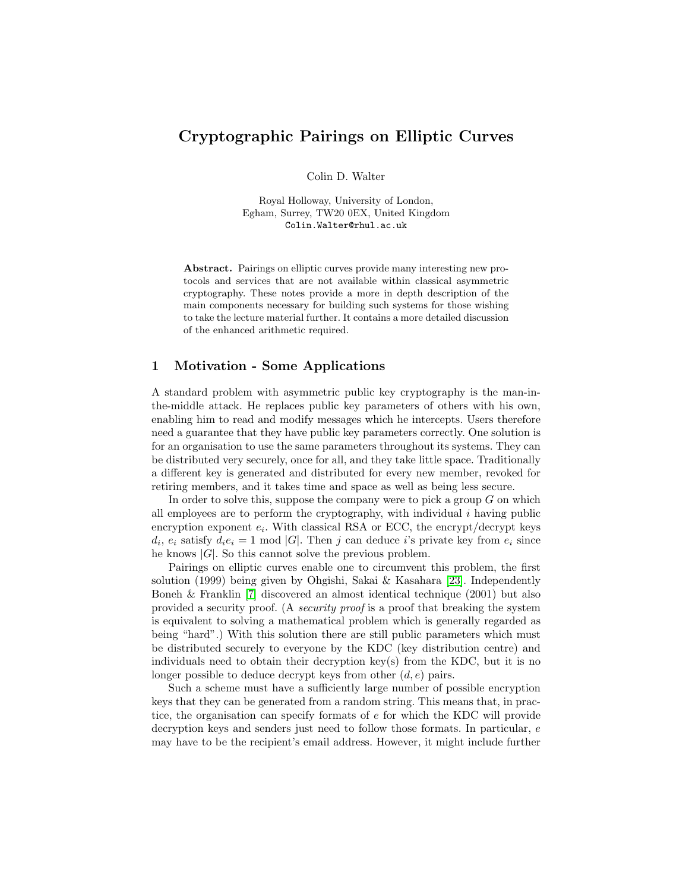# Cryptographic Pairings on Elliptic Curves

Colin D. Walter

Royal Holloway, University of London,
Egham, Surrey, TW20 0EX, United Kingdom
Colin.Walter@rhul.ac.uk

**Abstract.** Pairings on elliptic curves provide many interesting new protocols and services that are not available within classical asymmetric cryptography. These notes provide a more in depth description of the main components necessary for building such systems for those wishing to take the lecture material further. It contains a more detailed discussion of the enhanced arithmetic required.

## 1 Motivation - Some Applications

A standard problem with asymmetric public key cryptography is the man-in-the-middle attack. He replaces public key parameters of others with his own, enabling him to read and modify messages which he intercepts. Users therefore need a guarantee that they have public key parameters correctly. One solution is for an organisation to use the same parameters throughout its systems. They can be distributed very securely, once for all, and they take little space. Traditionally a different key is generated and distributed for every new member, revoked for retiring members, and it takes time and space as well as being less secure.

In order to solve this, suppose the company were to pick a group $G$ on which all employees are to perform the cryptography, with individual $i$ having public encryption exponent $e_i$. With classical RSA or ECC, the encrypt/decrypt keys $d_i$, $e_i$ satisfy $d_ie_i = 1 \bmod |G|$. Then $j$ can deduce $i$'s private key from $e_i$ since he knows $|G|$. So this cannot solve the previous problem.

Pairings on elliptic curves enable one to circumvent this problem, the first solution (1999) being given by Ohgishi, Sakai & Kasahara [23]. Independently Boneh & Franklin [7] discovered an almost identical technique (2001) but also provided a security proof. (A *security proof* is a proof that breaking the system is equivalent to solving a mathematical problem which is generally regarded as being "hard".) With this solution there are still public parameters which must be distributed securely to everyone by the KDC (key distribution centre) and individuals need to obtain their decryption key(s) from the KDC, but it is no longer possible to deduce decrypt keys from other $(d, e)$ pairs.

Such a scheme must have a sufficiently large number of possible encryption keys that they can be generated from a random string. This means that, in practice, the organisation can specify formats of $e$ for which the KDC will provide decryption keys and senders just need to follow those formats. In particular, $e$ may have to be the recipient's email address. However, it might include further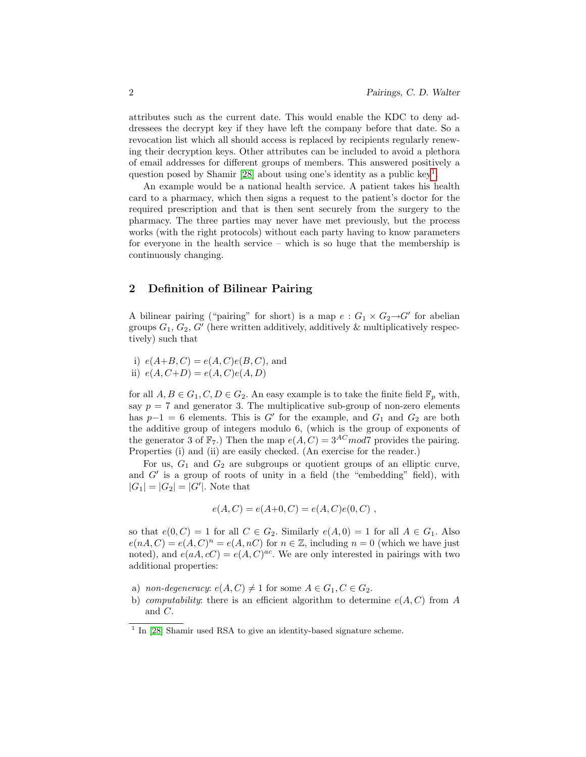attributes such as the current date. This would enable the KDC to deny addressees the decrypt key if they have left the company before that date. So a revocation list which all should access is replaced by recipients regularly renewing their decryption keys. Other attributes can be included to avoid a plethora of email addresses for different groups of members. This answered positively a question posed by Shamir [28] about using one's identity as a public key[1].

An example would be a national health service. A patient takes his health card to a pharmacy, which then signs a request to the patient's doctor for the required prescription and that is then sent securely from the surgery to the pharmacy. The three parties may never have met previously, but the process works (with the right protocols) without each party having to know parameters for everyone in the health service – which is so huge that the membership is continuously changing.

## 2 Definition of Bilinear Pairing

A bilinear pairing ("pairing" for short) is a map $e : G_1 \times G_2 \rightarrow G'$ for abelian groups $G_1$, $G_2$, $G'$ (here written additively, additively & multiplicatively respectively) such that

i) $e(A+B, C) = e(A, C)e(B, C)$, and
ii) $e(A, C+D) = e(A, C)e(A, D)$

for all $A, B \in G_1, C, D \in G_2$. An easy example is to take the finite field $\mathbb{F}_p$ with, say $p = 7$ and generator 3. The multiplicative sub-group of non-zero elements has $p-1 = 6$ elements. This is $G'$ for the example, and $G_1$ and $G_2$ are both the additive group of integers modulo 6, (which is the group of exponents of the generator 3 of $\mathbb{F}_7$.) Then the map $e(A, C) = 3^{AC} mod 7$ provides the pairing. Properties (i) and (ii) are easily checked. (An exercise for the reader.)

For us, $G_1$ and $G_2$ are subgroups or quotient groups of an elliptic curve, and $G'$ is a group of roots of unity in a field (the "embedding" field), with $|G_1| = |G_2| = |G'|$. Note that

$$e(A, C) = e(A+0, C) = e(A, C)e(0, C) ,$$

so that $e(0, C) = 1$ for all $C \in G_2$. Similarly $e(A, 0) = 1$ for all $A \in G_1$. Also $e(nA, C) = e(A, C)^n = e(A, nC)$ for $n \in \mathbb{Z}$, including $n = 0$ (which we have just noted), and $e(aA, cC) = e(A, C)^{ac}$. We are only interested in pairings with two additional properties:

a) *non-degeneracy*: $e(A, C) \neq 1$ for some $A \in G_1, C \in G_2$.
b) *computability*: there is an efficient algorithm to determine $e(A, C)$ from $A$ and $C$.

[1] In [28] Shamir used RSA to give an identity-based signature scheme.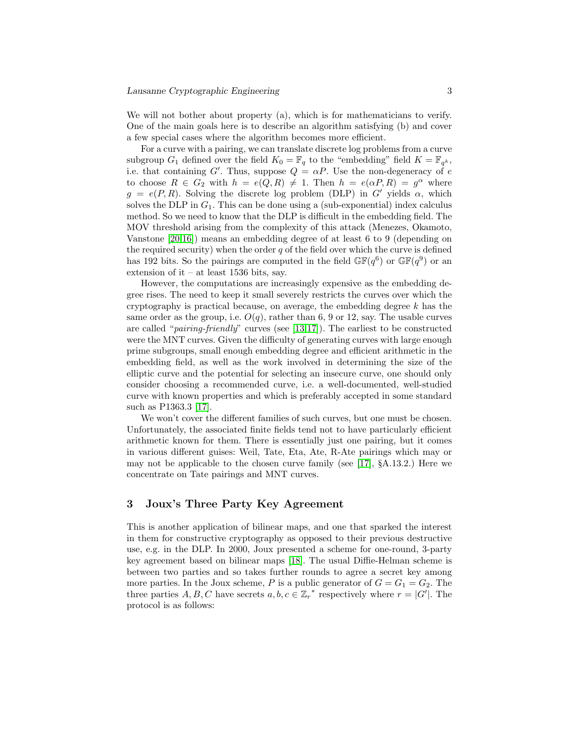We will not bother about property (a), which is for mathematicians to verify. One of the main goals here is to describe an algorithm satisfying (b) and cover a few special cases where the algorithm becomes more efficient.

For a curve with a pairing, we can translate discrete log problems from a curve subgroup $G_1$ defined over the field $K_0 = \mathbb{F}_q$ to the "embedding" field $K = \mathbb{F}_{q^k}$, i.e. that containing $G'$. Thus, suppose $Q = \alpha P$. Use the non-degeneracy of $e$ to choose $R \in G_2$ with $h = e(Q, R) \neq 1$. Then $h = e(\alpha P, R) = g^\alpha$ where $g = e(P, R)$. Solving the discrete log problem (DLP) in $G'$ yields $\alpha$, which solves the DLP in $G_1$. This can be done using a (sub-exponential) index calculus method. So we need to know that the DLP is difficult in the embedding field. The MOV threshold arising from the complexity of this attack (Menezes, Okamoto, Vanstone [20,16]) means an embedding degree of at least 6 to 9 (depending on the required security) when the order $q$ of the field over which the curve is defined has 192 bits. So the pairings are computed in the field $\mathbb{GF}(q^6)$ or $\mathbb{GF}(q^9)$ or an extension of it – at least 1536 bits, say.

However, the computations are increasingly expensive as the embedding degree rises. The need to keep it small severely restricts the curves over which the cryptography is practical because, on average, the embedding degree $k$ has the same order as the group, i.e. $O(q)$, rather than 6, 9 or 12, say. The usable curves are called "*pairing-friendly*" curves (see [13,17]). The earliest to be constructed were the MNT curves. Given the difficulty of generating curves with large enough prime subgroups, small enough embedding degree and efficient arithmetic in the embedding field, as well as the work involved in determining the size of the elliptic curve and the potential for selecting an insecure curve, one should only consider choosing a recommended curve, i.e. a well-documented, well-studied curve with known properties and which is preferably accepted in some standard such as P1363.3 [17].

We won't cover the different families of such curves, but one must be chosen. Unfortunately, the associated finite fields tend not to have particularly efficient arithmetic known for them. There is essentially just one pairing, but it comes in various different guises: Weil, Tate, Eta, Ate, R-Ate pairings which may or may not be applicable to the chosen curve family (see [17], §A.13.2.) Here we concentrate on Tate pairings and MNT curves.

## 3 Joux's Three Party Key Agreement

This is another application of bilinear maps, and one that sparked the interest in them for constructive cryptography as opposed to their previous destructive use, e.g. in the DLP. In 2000, Joux presented a scheme for one-round, 3-party key agreement based on bilinear maps [18]. The usual Diffie-Helman scheme is between two parties and so takes further rounds to agree a secret key among more parties. In the Joux scheme, $P$ is a public generator of $G = G_1 = G_2$. The three parties $A, B, C$ have secrets $a, b, c \in {\mathbb{Z}_r}^*$ respectively where $r = |G'|$. The protocol is as follows: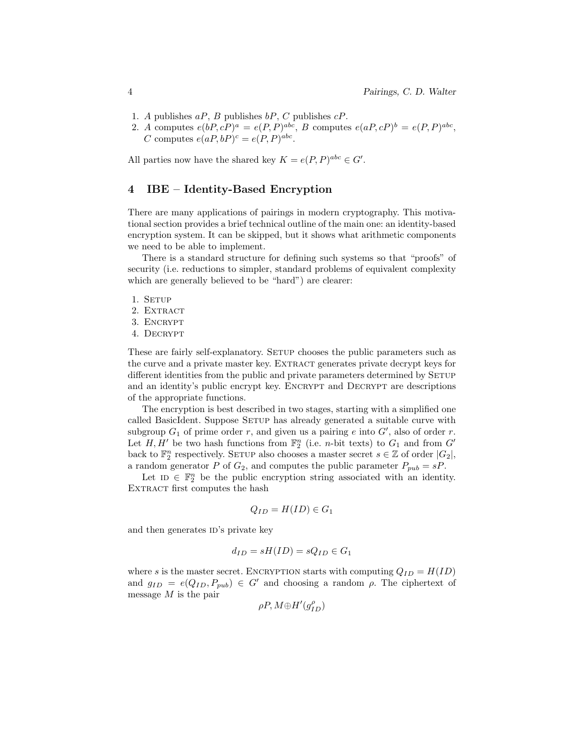1. $A$ publishes $aP$, $B$ publishes $bP$, $C$ publishes $cP$.
2. $A$ computes $e(bP, cP)^a = e(P, P)^{abc}$, $B$ computes $e(aP, cP)^b = e(P, P)^{abc}$, $C$ computes $e(aP, bP)^c = e(P, P)^{abc}$.

All parties now have the shared key $K = e(P, P)^{abc} \in G'$.

## 4 IBE – Identity-Based Encryption

There are many applications of pairings in modern cryptography. This motivational section provides a brief technical outline of the main one: an identity-based encryption system. It can be skipped, but it shows what arithmetic components we need to be able to implement.

There is a standard structure for defining such systems so that "proofs" of security (i.e. reductions to simpler, standard problems of equivalent complexity which are generally believed to be "hard") are clearer:

1. Setup
2. Extract
3. Encrypt
4. Decrypt

These are fairly self-explanatory. Setup chooses the public parameters such as the curve and a private master key. Extract generates private decrypt keys for different identities from the public and private parameters determined by Setup and an identity's public encrypt key. Encrypt and Decrypt are descriptions of the appropriate functions.

The encryption is best described in two stages, starting with a simplified one called BasicIdent. Suppose Setup has already generated a suitable curve with subgroup $G_1$ of prime order $r$, and given us a pairing $e$ into $G'$, also of order $r$. Let $H, H'$ be two hash functions from $\mathbb{F}_2^n$ (i.e. $n$-bit texts) to $G_1$ and from $G'$ back to $\mathbb{F}_2^n$ respectively. Setup also chooses a master secret $s \in \mathbb{Z}$ of order $|G_2|$, a random generator $P$ of $G_2$, and computes the public parameter $P_{pub} = sP$.

Let $\text{ID} \in \mathbb{F}_2^n$ be the public encryption string associated with an identity. Extract first computes the hash

$$Q_{ID} = H(ID) \in G_1$$

and then generates ID's private key

$$d_{ID} = sH(ID) = sQ_{ID} \in G_1$$

where $s$ is the master secret. Encryption starts with computing $Q_{ID} = H(ID)$ and $g_{ID} = e(Q_{ID}, P_{pub}) \in G'$ and choosing a random $\rho$. The ciphertext of message $M$ is the pair

$$\rho P, M \oplus H'(g_{ID}^{\rho})$$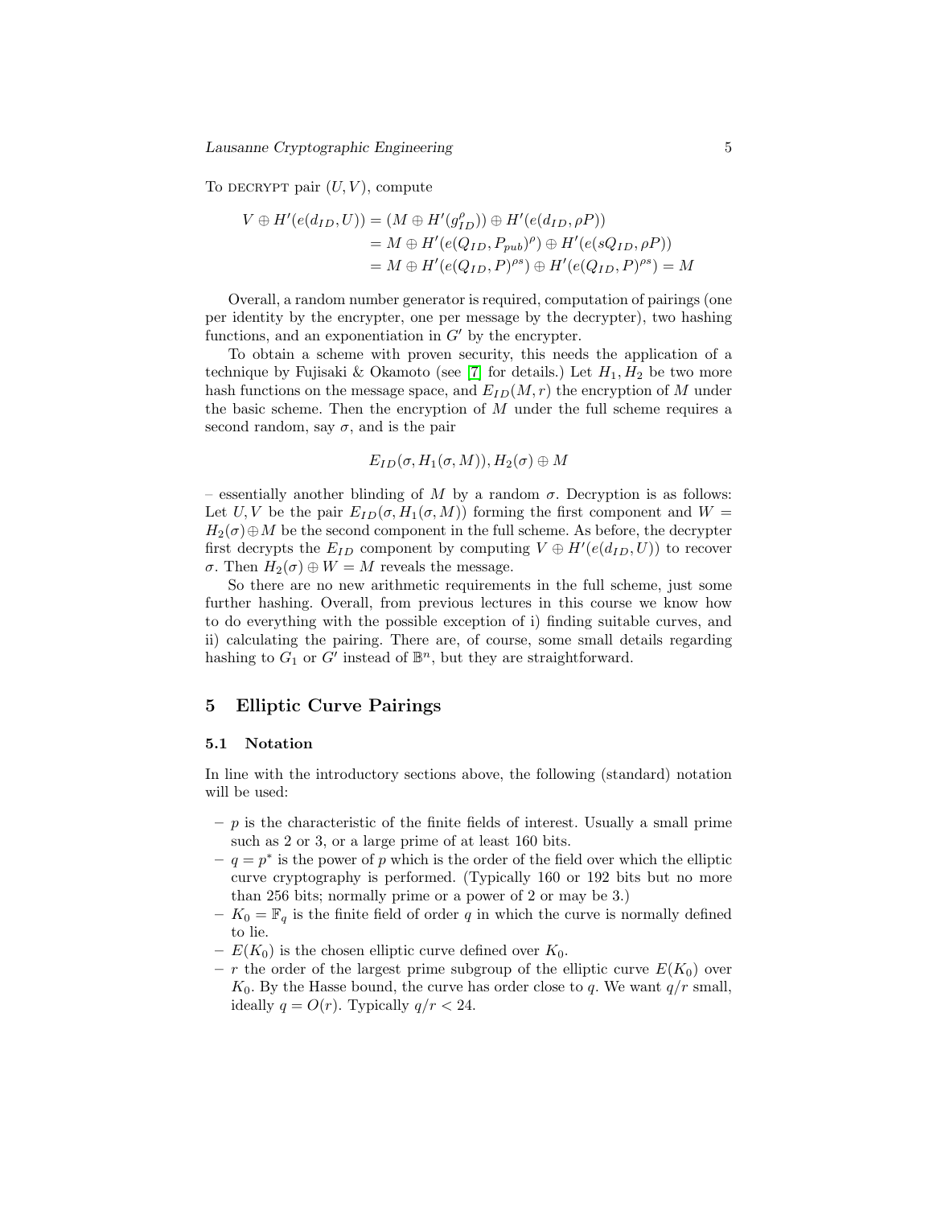To DECRYPT pair $(U, V)$, compute

$$
\begin{aligned}
V \oplus H'(e(d_{ID}, U)) &= (M \oplus H'(g_{ID}^{\rho})) \oplus H'(e(d_{ID}, \rho P)) \\
&= M \oplus H'(e(Q_{ID}, P_{pub})^{\rho}) \oplus H'(e(sQ_{ID}, \rho P)) \\
&= M \oplus H'(e(Q_{ID}, P)^{\rho s}) \oplus H'(e(Q_{ID}, P)^{\rho s}) = M
\end{aligned}
$$

Overall, a random number generator is required, computation of pairings (one per identity by the encrypter, one per message by the decrypter), two hashing functions, and an exponentiation in $G'$ by the encrypter.

To obtain a scheme with proven security, this needs the application of a technique by Fujisaki & Okamoto (see [7] for details.) Let $H_1, H_2$ be two more hash functions on the message space, and $E_{ID}(M, r)$ the encryption of $M$ under the basic scheme. Then the encryption of $M$ under the full scheme requires a second random, say $\sigma$, and is the pair

$$
E_{ID}(\sigma, H_1(\sigma, M)), H_2(\sigma) \oplus M
$$

– essentially another blinding of $M$ by a random $\sigma$. Decryption is as follows: Let $U, V$ be the pair $E_{ID}(\sigma, H_1(\sigma, M))$ forming the first component and $W = H_2(\sigma) \oplus M$ be the second component in the full scheme. As before, the decrypter first decrypts the $E_{ID}$ component by computing $V \oplus H'(e(d_{ID}, U))$ to recover $\sigma$. Then $H_2(\sigma) \oplus W = M$ reveals the message.

So there are no new arithmetic requirements in the full scheme, just some further hashing. Overall, from previous lectures in this course we know how to do everything with the possible exception of i) finding suitable curves, and ii) calculating the pairing. There are, of course, some small details regarding hashing to $G_1$ or $G'$ instead of $\mathbb{B}^n$, but they are straightforward.

## 5 Elliptic Curve Pairings

### 5.1 Notation

In line with the introductory sections above, the following (standard) notation will be used:

- $p$ is the characteristic of the finite fields of interest. Usually a small prime such as 2 or 3, or a large prime of at least 160 bits.
- $q = p^*$ is the power of $p$ which is the order of the field over which the elliptic curve cryptography is performed. (Typically 160 or 192 bits but no more than 256 bits; normally prime or a power of 2 or may be 3.)
- $K_0 = \mathbb{F}_q$ is the finite field of order $q$ in which the curve is normally defined to lie.
- $E(K_0)$ is the chosen elliptic curve defined over $K_0$.
- $r$ the order of the largest prime subgroup of the elliptic curve $E(K_0)$ over $K_0$. By the Hasse bound, the curve has order close to $q$. We want $q/r$ small, ideally $q = O(r)$. Typically $q/r < 24$.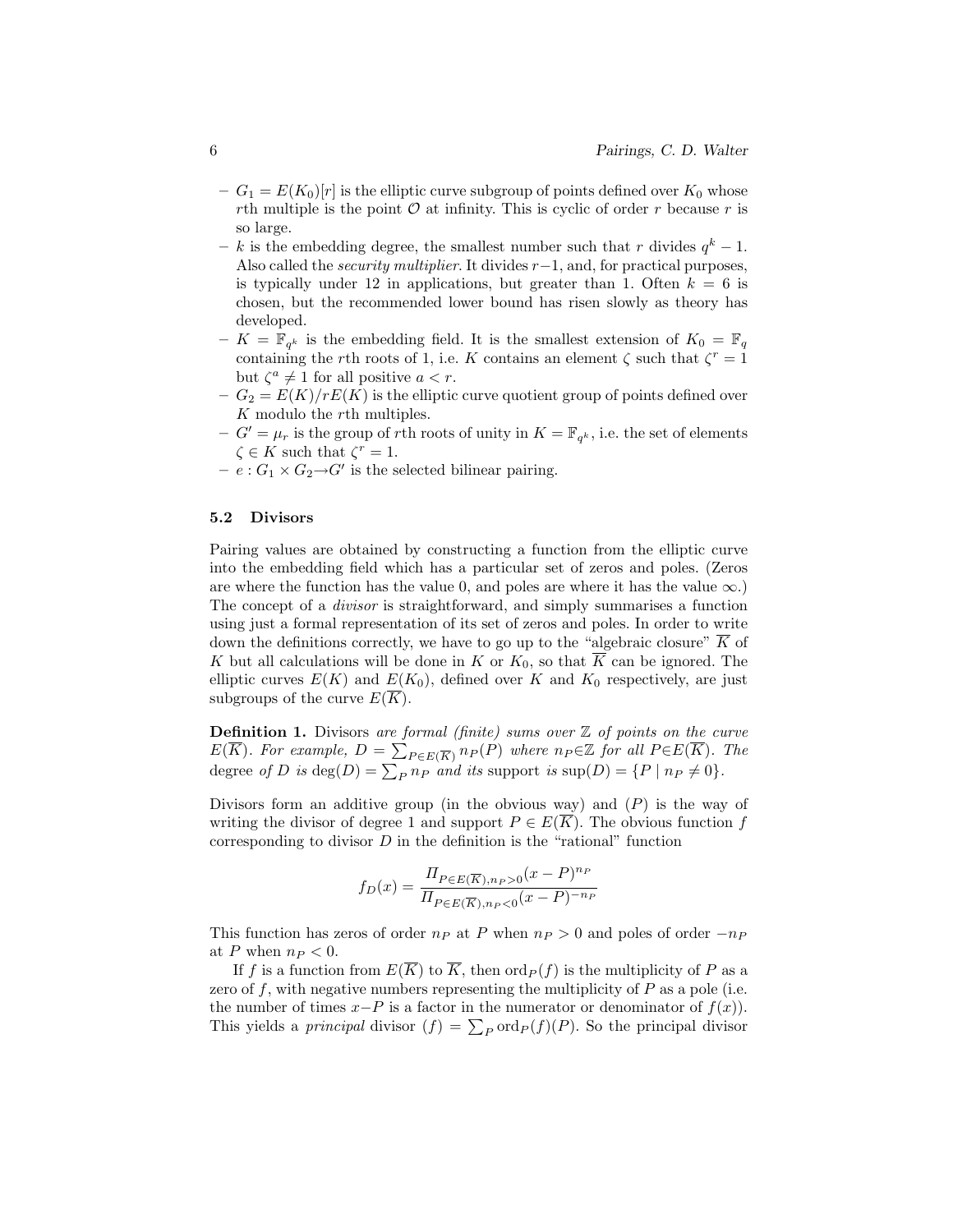- $G_1 = E(K_0)[r]$ is the elliptic curve subgroup of points defined over $K_0$ whose $r$th multiple is the point $\mathcal{O}$ at infinity. This is cyclic of order $r$ because $r$ is so large.
- $k$ is the embedding degree, the smallest number such that $r$ divides $q^k - 1$. Also called the *security multiplier*. It divides $r{-}1$, and, for practical purposes, is typically under 12 in applications, but greater than 1. Often $k = 6$ is chosen, but the recommended lower bound has risen slowly as theory has developed.
- $K = \mathbb{F}_{q^k}$ is the embedding field. It is the smallest extension of $K_0 = \mathbb{F}_q$ containing the $r$th roots of 1, i.e. $K$ contains an element $\zeta$ such that $\zeta^r = 1$ but $\zeta^a \neq 1$ for all positive $a < r$.
- $G_2 = E(K)/rE(K)$ is the elliptic curve quotient group of points defined over $K$ modulo the $r$th multiples.
- $G' = \mu_r$ is the group of $r$th roots of unity in $K = \mathbb{F}_{q^k}$, i.e. the set of elements $\zeta \in K$ such that $\zeta^r = 1$.
- $e : G_1 \times G_2 \rightarrow G'$ is the selected bilinear pairing.

### 5.2 Divisors

Pairing values are obtained by constructing a function from the elliptic curve into the embedding field which has a particular set of zeros and poles. (Zeros are where the function has the value 0, and poles are where it has the value $\infty$.) The concept of a *divisor* is straightforward, and simply summarises a function using just a formal representation of its set of zeros and poles. In order to write down the definitions correctly, we have to go up to the "algebraic closure" $\overline{K}$ of $K$ but all calculations will be done in $K$ or $K_0$, so that $\overline{K}$ can be ignored. The elliptic curves $E(K)$ and $E(K_0)$, defined over $K$ and $K_0$ respectively, are just subgroups of the curve $E(\overline{K})$.

**Definition 1.** Divisors *are formal (finite) sums over* $\mathbb{Z}$ *of points on the curve* $E(\overline{K})$*. For example,* $D = \sum_{P \in E(\overline{K})} n_P(P)$ *where* $n_P \in \mathbb{Z}$ *for all* $P \in E(\overline{K})$*. The* degree *of* $D$ *is* $\deg(D) = \sum_P n_P$ *and its* support *is* $\sup(D) = \{P \mid n_P \neq 0\}$*.*

Divisors form an additive group (in the obvious way) and $(P)$ is the way of writing the divisor of degree 1 and support $P \in E(\overline{K})$. The obvious function $f$ corresponding to divisor $D$ in the definition is the "rational" function

$$f_D(x) = \frac{\Pi_{P \in E(\overline{K}), n_P > 0}(x - P)^{n_P}}{\Pi_{P \in E(\overline{K}), n_P < 0}(x - P)^{-n_P}}$$

This function has zeros of order $n_P$ at $P$ when $n_P > 0$ and poles of order $-n_P$ at $P$ when $n_P < 0$.

If $f$ is a function from $E(\overline{K})$ to $\overline{K}$, then $\mathrm{ord}_P(f)$ is the multiplicity of $P$ as a zero of $f$, with negative numbers representing the multiplicity of $P$ as a pole (i.e. the number of times $x{-}P$ is a factor in the numerator or denominator of $f(x)$). This yields a *principal* divisor $(f) = \sum_P \mathrm{ord}_P(f)(P)$. So the principal divisor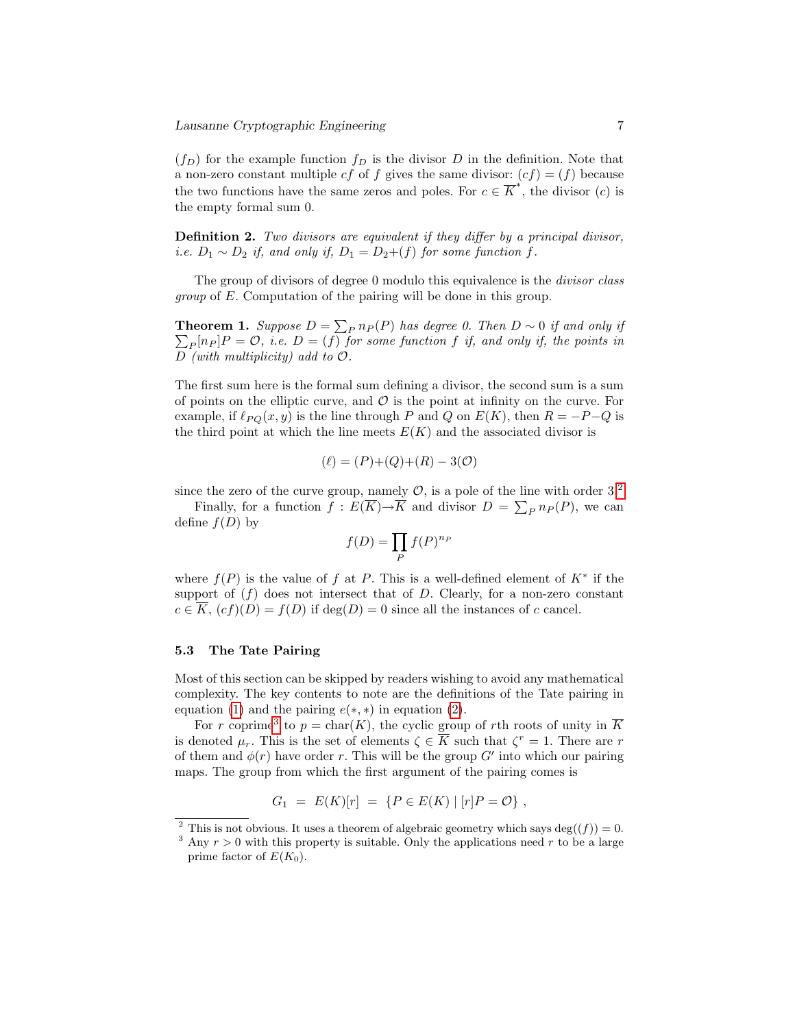$(f_D)$ for the example function $f_D$ is the divisor $D$ in the definition. Note that a non-zero constant multiple $cf$ of $f$ gives the same divisor: $(cf) = (f)$ because the two functions have the same zeros and poles. For $c \in \overline{K}^*$, the divisor $(c)$ is the empty formal sum 0.

**Definition 2.** *Two divisors are equivalent if they differ by a principal divisor, i.e. $D_1 \sim D_2$ if, and only if, $D_1 = D_2 + (f)$ for some function $f$.*

The group of divisors of degree 0 modulo this equivalence is the *divisor class group* of $E$. Computation of the pairing will be done in this group.

**Theorem 1.** *Suppose $D = \sum_P n_P(P)$ has degree 0. Then $D \sim 0$ if and only if $\sum_P [n_P]P = \mathcal{O}$, i.e. $D = (f)$ for some function $f$ if, and only if, the points in $D$ (with multiplicity) add to $\mathcal{O}$.*

The first sum here is the formal sum defining a divisor, the second sum is a sum of points on the elliptic curve, and $\mathcal{O}$ is the point at infinity on the curve. For example, if $\ell_{PQ}(x, y)$ is the line through $P$ and $Q$ on $E(K)$, then $R = -P-Q$ is the third point at which the line meets $E(K)$ and the associated divisor is

$$(\ell) = (P) + (Q) + (R) - 3(\mathcal{O})$$

since the zero of the curve group, namely $\mathcal{O}$, is a pole of the line with order 3.[2]

Finally, for a function $f : E(\overline{K}) \to \overline{K}$ and divisor $D = \sum_P n_P(P)$, we can define $f(D)$ by

$$f(D) = \prod_P f(P)^{n_P}$$

where $f(P)$ is the value of $f$ at $P$. This is a well-defined element of $K^*$ if the support of $(f)$ does not intersect that of $D$. Clearly, for a non-zero constant $c \in \overline{K}$, $(cf)(D) = f(D)$ if $\deg(D) = 0$ since all the instances of $c$ cancel.

### 5.3 The Tate Pairing

Most of this section can be skipped by readers wishing to avoid any mathematical complexity. The key contents to note are the definitions of the Tate pairing in equation (1) and the pairing $e(*, *)$ in equation (2).

For $r$ coprime[3] to $p = \text{char}(K)$, the cyclic group of $r$th roots of unity in $\overline{K}$ is denoted $\mu_r$. This is the set of elements $\zeta \in \overline{K}$ such that $\zeta^r = 1$. There are $r$ of them and $\phi(r)$ have order $r$. This will be the group $G'$ into which our pairing maps. The group from which the first argument of the pairing comes is

$$G_1 \;=\; E(K)[r] \;=\; \{P \in E(K) \mid [r]P = \mathcal{O}\}\;,$$

---

[2] This is not obvious. It uses a theorem of algebraic geometry which says $\deg((f)) = 0$.

[3] Any $r > 0$ with this property is suitable. Only the applications need $r$ to be a large prime factor of $E(K_0)$.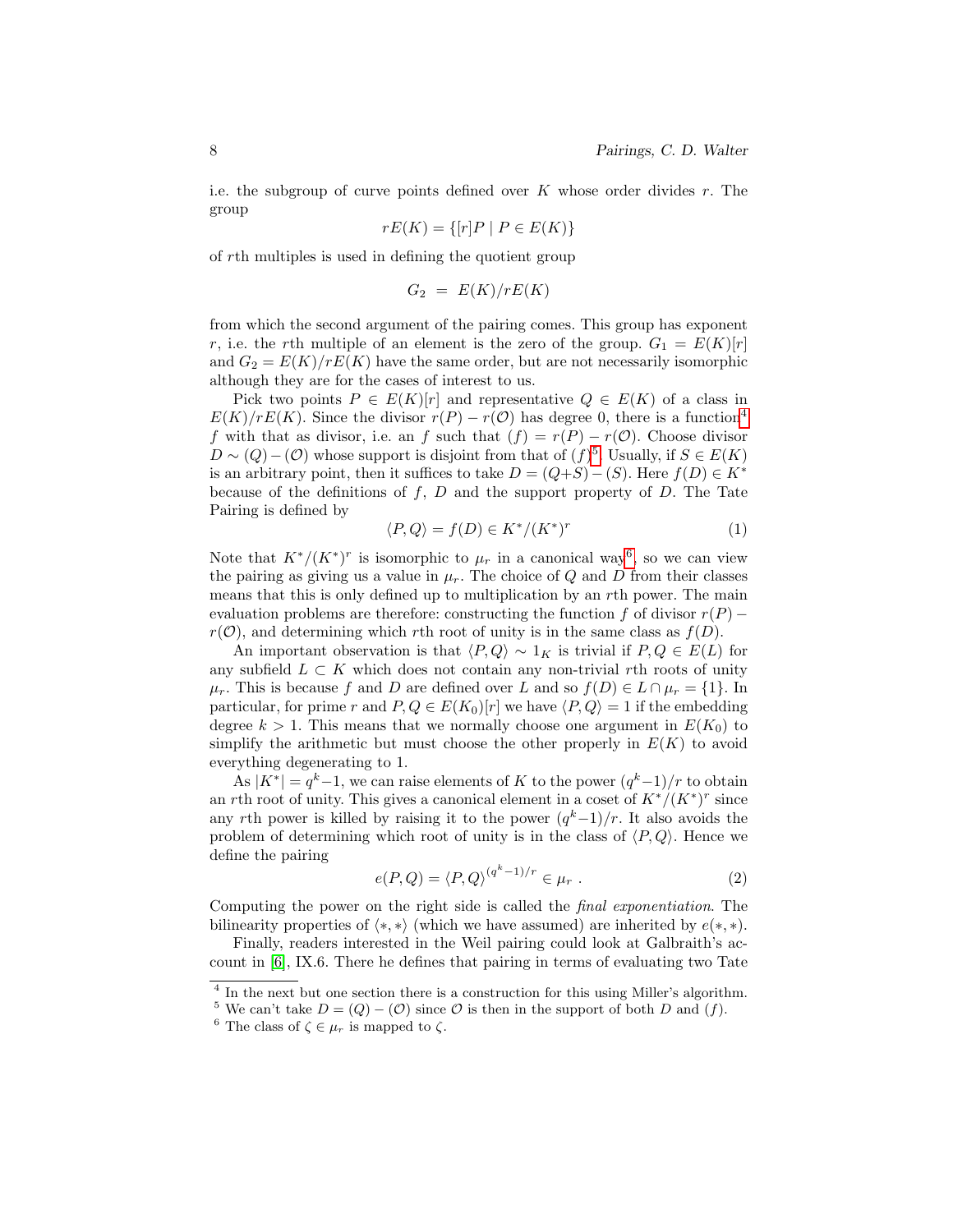i.e. the subgroup of curve points defined over $K$ whose order divides $r$. The group

$$rE(K) = \{[r]P \mid P \in E(K)\}$$

of $r$th multiples is used in defining the quotient group

$$G_2 \ = \ E(K)/rE(K)$$

from which the second argument of the pairing comes. This group has exponent $r$, i.e. the $r$th multiple of an element is the zero of the group. $G_1 = E(K)[r]$ and $G_2 = E(K)/rE(K)$ have the same order, but are not necessarily isomorphic although they are for the cases of interest to us.

Pick two points $P \in E(K)[r]$ and representative $Q \in E(K)$ of a class in $E(K)/rE(K)$. Since the divisor $r(P) - r(\mathcal{O})$ has degree 0, there is a function[4] $f$ with that as divisor, i.e. an $f$ such that $(f) = r(P) - r(\mathcal{O})$. Choose divisor $D \sim (Q) - (\mathcal{O})$ whose support is disjoint from that of $(f)$[5]. Usually, if $S \in E(K)$ is an arbitrary point, then it suffices to take $D = (Q+S) - (S)$. Here $f(D) \in K^*$ because of the definitions of $f$, $D$ and the support property of $D$. The Tate Pairing is defined by

$$\langle P, Q\rangle = f(D) \in K^*/(K^*)^r \tag{1}$$

Note that $K^*/(K^*)^r$ is isomorphic to $\mu_r$ in a canonical way[6], so we can view the pairing as giving us a value in $\mu_r$. The choice of $Q$ and $D$ from their classes means that this is only defined up to multiplication by an $r$th power. The main evaluation problems are therefore: constructing the function $f$ of divisor $r(P) - r(\mathcal{O})$, and determining which $r$th root of unity is in the same class as $f(D)$.

An important observation is that $\langle P, Q\rangle \sim 1_K$ is trivial if $P, Q \in E(L)$ for any subfield $L \subset K$ which does not contain any non-trivial $r$th roots of unity $\mu_r$. This is because $f$ and $D$ are defined over $L$ and so $f(D) \in L \cap \mu_r = \{1\}$. In particular, for prime $r$ and $P, Q \in E(K_0)[r]$ we have $\langle P, Q\rangle = 1$ if the embedding degree $k > 1$. This means that we normally choose one argument in $E(K_0)$ to simplify the arithmetic but must choose the other properly in $E(K)$ to avoid everything degenerating to 1.

As $|K^*| = q^k - 1$, we can raise elements of $K$ to the power $(q^k - 1)/r$ to obtain an $r$th root of unity. This gives a canonical element in a coset of $K^*/(K^*)^r$ since any $r$th power is killed by raising it to the power $(q^k - 1)/r$. It also avoids the problem of determining which root of unity is in the class of $\langle P, Q\rangle$. Hence we define the pairing

$$e(P, Q) = \langle P, Q\rangle^{(q^k-1)/r} \in \mu_r \ . \tag{2}$$

Computing the power on the right side is called the *final exponentiation*. The bilinearity properties of $\langle *, *\rangle$ (which we have assumed) are inherited by $e(*, *)$.

Finally, readers interested in the Weil pairing could look at Galbraith's account in [6], IX.6. There he defines that pairing in terms of evaluating two Tate

---

[4] In the next but one section there is a construction for this using Miller's algorithm.

[5] We can't take $D = (Q) - (\mathcal{O})$ since $\mathcal{O}$ is then in the support of both $D$ and $(f)$.

[6] The class of $\zeta \in \mu_r$ is mapped to $\zeta$.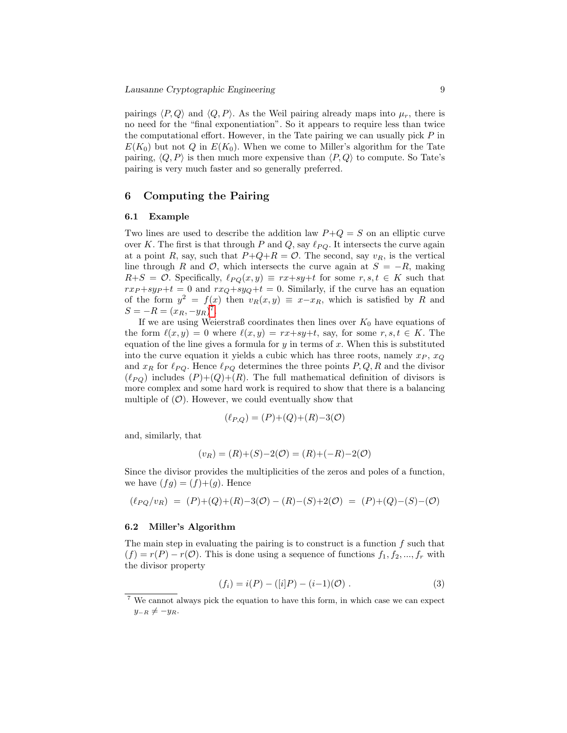pairings $\langle P,Q\rangle$ and $\langle Q,P\rangle$. As the Weil pairing already maps into $\mu_r$, there is no need for the "final exponentiation". So it appears to require less than twice the computational effort. However, in the Tate pairing we can usually pick $P$ in $E(K_0)$ but not $Q$ in $E(K_0)$. When we come to Miller's algorithm for the Tate pairing, $\langle Q,P\rangle$ is then much more expensive than $\langle P,Q\rangle$ to compute. So Tate's pairing is very much faster and so generally preferred.

## 6 Computing the Pairing

### 6.1 Example

Two lines are used to describe the addition law $P+Q = S$ on an elliptic curve over $K$. The first is that through $P$ and $Q$, say $\ell_{PQ}$. It intersects the curve again at a point $R$, say, such that $P+Q+R = \mathcal{O}$. The second, say $v_R$, is the vertical line through $R$ and $\mathcal{O}$, which intersects the curve again at $S = -R$, making $R+S = \mathcal{O}$. Specifically, $\ell_{PQ}(x,y) \equiv rx+sy+t$ for some $r,s,t \in K$ such that $rx_P+sy_P+t = 0$ and $rx_Q+sy_Q+t = 0$. Similarly, if the curve has an equation of the form $y^2 = f(x)$ then $v_R(x,y) \equiv x-x_R$, which is satisfied by $R$ and $S = -R = (x_R, -y_R)$[7].

If we are using Weierstraß coordinates then lines over $K_0$ have equations of the form $\ell(x,y) = 0$ where $\ell(x,y) = rx+sy+t$, say, for some $r,s,t \in K$. The equation of the line gives a formula for $y$ in terms of $x$. When this is substituted into the curve equation it yields a cubic which has three roots, namely $x_P$, $x_Q$ and $x_R$ for $\ell_{PQ}$. Hence $\ell_{PQ}$ determines the three points $P,Q,R$ and the divisor $(\ell_{PQ})$ includes $(P)+(Q)+(R)$. The full mathematical definition of divisors is more complex and some hard work is required to show that there is a balancing multiple of $(\mathcal{O})$. However, we could eventually show that

$$(\ell_{P,Q}) = (P)+(Q)+(R)-3(\mathcal{O})$$

and, similarly, that

$$(v_R) = (R)+(S)-2(\mathcal{O}) = (R)+(-R)-2(\mathcal{O})$$

Since the divisor provides the multiplicities of the zeros and poles of a function, we have $(fg) = (f)+(g)$. Hence

$$(\ell_{PQ}/v_R) \;=\; (P)+(Q)+(R)-3(\mathcal{O}) - (R)-(S)+2(\mathcal{O}) \;=\; (P)+(Q)-(S)-(\mathcal{O})$$

### 6.2 Miller's Algorithm

The main step in evaluating the pairing is to construct is a function $f$ such that $(f) = r(P) - r(\mathcal{O})$. This is done using a sequence of functions $f_1, f_2, ..., f_r$ with the divisor property

$$(f_i) = i(P) - ([i]P) - (i-1)(\mathcal{O}) \;. \tag{3}$$

[7] We cannot always pick the equation to have this form, in which case we can expect $y_{-R} \neq -y_R$.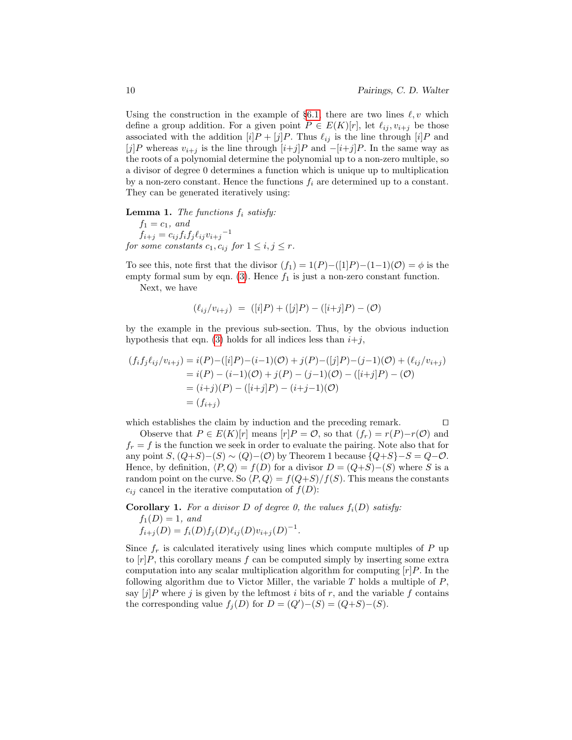Using the construction in the example of §6.1, there are two lines $\ell, v$ which define a group addition. For a given point $P \in E(K)[r]$, let $\ell_{ij}, v_{i+j}$ be those associated with the addition $[i]P + [j]P$. Thus $\ell_{ij}$ is the line through $[i]P$ and $[j]P$ whereas $v_{i+j}$ is the line through $[i{+}j]P$ and $-[i{+}j]P$. In the same way as the roots of a polynomial determine the polynomial up to a non-zero multiple, so a divisor of degree 0 determines a function which is unique up to multiplication by a non-zero constant. Hence the functions $f_i$ are determined up to a constant. They can be generated iteratively using:

**Lemma 1.** *The functions $f_i$ satisfy:*
$f_1 = c_1$, *and*
$f_{i+j} = c_{ij} f_i f_j \ell_{ij} {v_{i+j}}^{-1}$
*for some constants $c_1, c_{ij}$ for $1 \leq i, j \leq r$.*

To see this, note first that the divisor $(f_1) = 1(P) - ([1]P) - (1{-}1)(\mathcal{O}) = \phi$ is the empty formal sum by eqn. (3). Hence $f_1$ is just a non-zero constant function.

Next, we have

$$(\ell_{ij}/v_{i+j}) \;=\; ([i]P) + ([j]P) - ([i{+}j]P) - (\mathcal{O})$$

by the example in the previous sub-section. Thus, by the obvious induction hypothesis that eqn. (3) holds for all indices less than $i{+}j$,

$$\begin{aligned}
(f_i f_j \ell_{ij}/v_{i+j}) &= i(P) - ([i]P) - (i{-}1)(\mathcal{O}) + j(P) - ([j]P) - (j{-}1)(\mathcal{O}) + (\ell_{ij}/v_{i+j}) \\
&= i(P) - (i{-}1)(\mathcal{O}) + j(P) - (j{-}1)(\mathcal{O}) - ([i{+}j]P) - (\mathcal{O}) \\
&= (i{+}j)(P) - ([i{+}j]P) - (i{+}j{-}1)(\mathcal{O}) \\
&= (f_{i+j})
\end{aligned}$$

which establishes the claim by induction and the preceding remark. □

Observe that $P \in E(K)[r]$ means $[r]P = \mathcal{O}$, so that $(f_r) = r(P) - r(\mathcal{O})$ and $f_r = f$ is the function we seek in order to evaluate the pairing. Note also that for any point $S$, $(Q{+}S) - (S) \sim (Q) - (\mathcal{O})$ by Theorem 1 because $\{Q{+}S\} - S = Q - \mathcal{O}$. Hence, by definition, $\langle P, Q\rangle = f(D)$ for a divisor $D = (Q{+}S) - (S)$ where $S$ is a random point on the curve. So $\langle P, Q\rangle = f(Q{+}S)/f(S)$. This means the constants $c_{ij}$ cancel in the iterative computation of $f(D)$:

**Corollary 1.** *For a divisor $D$ of degree 0, the values $f_i(D)$ satisfy:*
$f_1(D) = 1$, *and*
$f_{i+j}(D) = f_i(D) f_j(D) \ell_{ij}(D) v_{i+j}(D)^{-1}$.

Since $f_r$ is calculated iteratively using lines which compute multiples of $P$ up to $[r]P$, this corollary means $f$ can be computed simply by inserting some extra computation into any scalar multiplication algorithm for computing $[r]P$. In the following algorithm due to Victor Miller, the variable $T$ holds a multiple of $P$, say $[j]P$ where $j$ is given by the leftmost $i$ bits of $r$, and the variable $f$ contains the corresponding value $f_j(D)$ for $D = (Q') - (S) = (Q{+}S) - (S)$.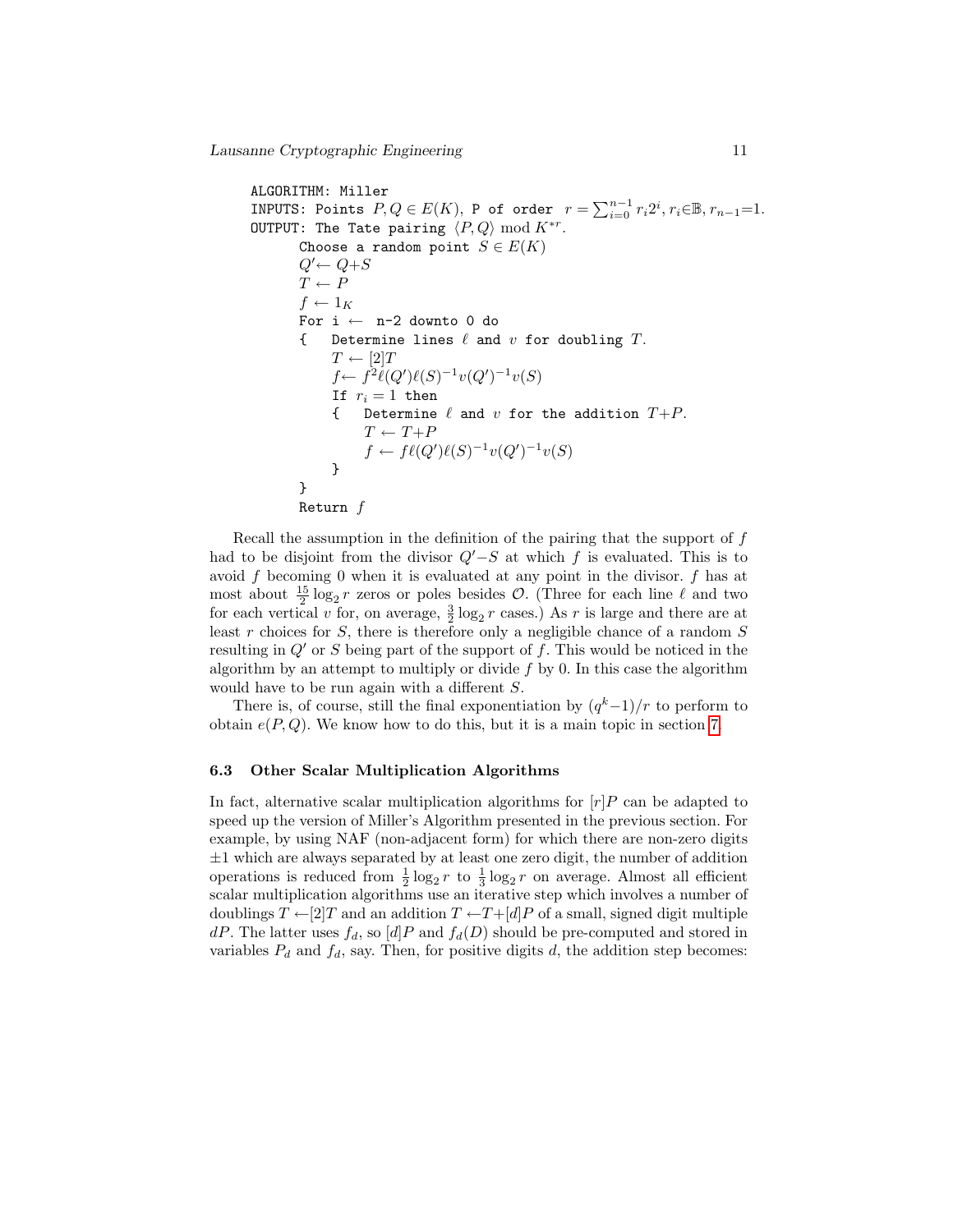```
ALGORITHM: Miller
INPUTS: Points P, Q ∈ E(K), P of order r = Σ_{i=0}^{n-1} r_i 2^i, r_i ∈ 𝔹, r_{n-1} = 1.
OUTPUT: The Tate pairing ⟨P, Q⟩ mod K^{*r}.
      Choose a random point S ∈ E(K)
      Q' ← Q+S
      T ← P
      f ← 1_K
      For i ← n-2 downto 0 do
      {   Determine lines ℓ and v for doubling T.
          T ← [2]T
          f ← f^2 ℓ(Q') ℓ(S)^{-1} v(Q')^{-1} v(S)
          If r_i = 1 then
          {   Determine ℓ and v for the addition T+P.
              T ← T+P
              f ← f ℓ(Q') ℓ(S)^{-1} v(Q')^{-1} v(S)
          }
      }
      Return f
```

Recall the assumption in the definition of the pairing that the support of $f$ had to be disjoint from the divisor $Q'-S$ at which $f$ is evaluated. This is to avoid $f$ becoming 0 when it is evaluated at any point in the divisor. $f$ has at most about $\frac{15}{2}\log_2 r$ zeros or poles besides $\mathcal{O}$. (Three for each line $\ell$ and two for each vertical $v$ for, on average, $\frac{3}{2}\log_2 r$ cases.) As $r$ is large and there are at least $r$ choices for $S$, there is therefore only a negligible chance of a random $S$ resulting in $Q'$ or $S$ being part of the support of $f$. This would be noticed in the algorithm by an attempt to multiply or divide $f$ by 0. In this case the algorithm would have to be run again with a different $S$.

There is, of course, still the final exponentiation by $(q^k-1)/r$ to perform to obtain $e(P,Q)$. We know how to do this, but it is a main topic in section 7.

### 6.3 Other Scalar Multiplication Algorithms

In fact, alternative scalar multiplication algorithms for $[r]P$ can be adapted to speed up the version of Miller's Algorithm presented in the previous section. For example, by using NAF (non-adjacent form) for which there are non-zero digits $\pm 1$ which are always separated by at least one zero digit, the number of addition operations is reduced from $\frac{1}{2}\log_2 r$ to $\frac{1}{3}\log_2 r$ on average. Almost all efficient scalar multiplication algorithms use an iterative step which involves a number of doublings $T \leftarrow [2]T$ and an addition $T \leftarrow T+[d]P$ of a small, signed digit multiple $dP$. The latter uses $f_d$, so $[d]P$ and $f_d(D)$ should be pre-computed and stored in variables $P_d$ and $f_d$, say. Then, for positive digits $d$, the addition step becomes: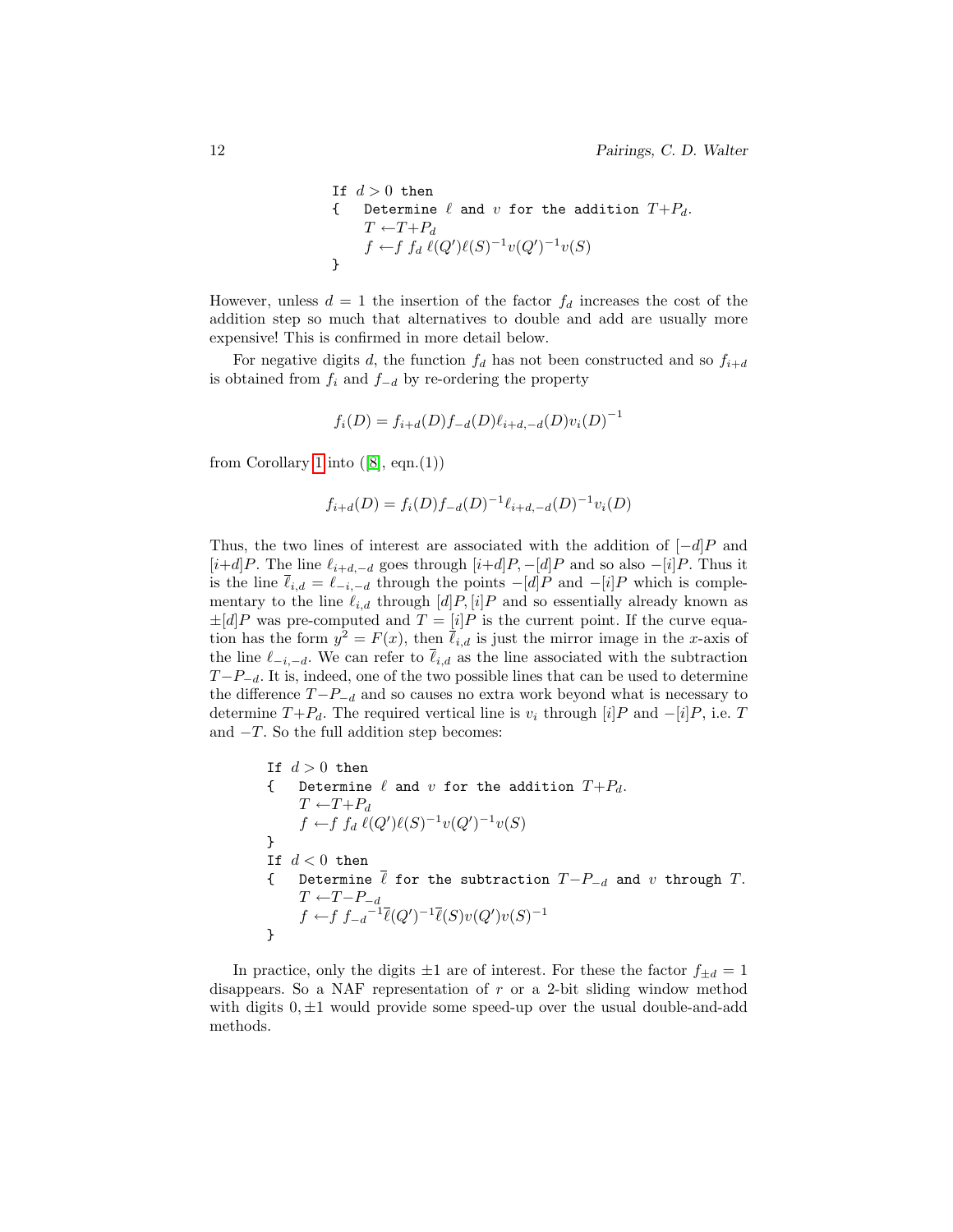```
If d > 0 then
{   Determine ℓ and v for the addition T+P_d.
    T ←T+P_d
    f ←f f_d ℓ(Q')ℓ(S)^{-1}v(Q')^{-1}v(S)
}
```

However, unless $d = 1$ the insertion of the factor $f_d$ increases the cost of the addition step so much that alternatives to double and add are usually more expensive! This is confirmed in more detail below.

For negative digits $d$, the function $f_d$ has not been constructed and so $f_{i+d}$ is obtained from $f_i$ and $f_{-d}$ by re-ordering the property

$$f_i(D) = f_{i+d}(D)f_{-d}(D)\ell_{i+d,-d}(D)v_i(D)^{-1}$$

from Corollary 1 into ([8], eqn.(1))

$$f_{i+d}(D) = f_i(D)f_{-d}(D)^{-1}\ell_{i+d,-d}(D)^{-1}v_i(D)$$

Thus, the two lines of interest are associated with the addition of $[-d]P$ and $[i+d]P$. The line $\ell_{i+d,-d}$ goes through $[i+d]P, -[d]P$ and so also $-[i]P$. Thus it is the line $\overline{\ell}_{i,d} = \ell_{-i,-d}$ through the points $-[d]P$ and $-[i]P$ which is complementary to the line $\ell_{i,d}$ through $[d]P, [i]P$ and so essentially already known as $\pm[d]P$ was pre-computed and $T = [i]P$ is the current point. If the curve equation has the form $y^2 = F(x)$, then $\overline{\ell}_{i,d}$ is just the mirror image in the $x$-axis of the line $\ell_{-i,-d}$. We can refer to $\overline{\ell}_{i,d}$ as the line associated with the subtraction $T - P_{-d}$. It is, indeed, one of the two possible lines that can be used to determine the difference $T - P_{-d}$ and so causes no extra work beyond what is necessary to determine $T + P_d$. The required vertical line is $v_i$ through $[i]P$ and $-[i]P$, i.e. $T$ and $-T$. So the full addition step becomes:

```
If d > 0 then
{   Determine ℓ and v for the addition T+P_d.
    T ←T+P_d
    f ←f f_d ℓ(Q')ℓ(S)^{-1}v(Q')^{-1}v(S)
}
If d < 0 then
{   Determine ℓ̄ for the subtraction T−P_{−d} and v through T.
    T ←T−P_{−d}
    f ←f f_{−d}^{-1} ℓ̄(Q')^{-1}ℓ̄(S)v(Q')v(S)^{-1}
}
```

In practice, only the digits $\pm1$ are of interest. For these the factor $f_{\pm d} = 1$ disappears. So a NAF representation of $r$ or a 2-bit sliding window method with digits $0, \pm1$ would provide some speed-up over the usual double-and-add methods.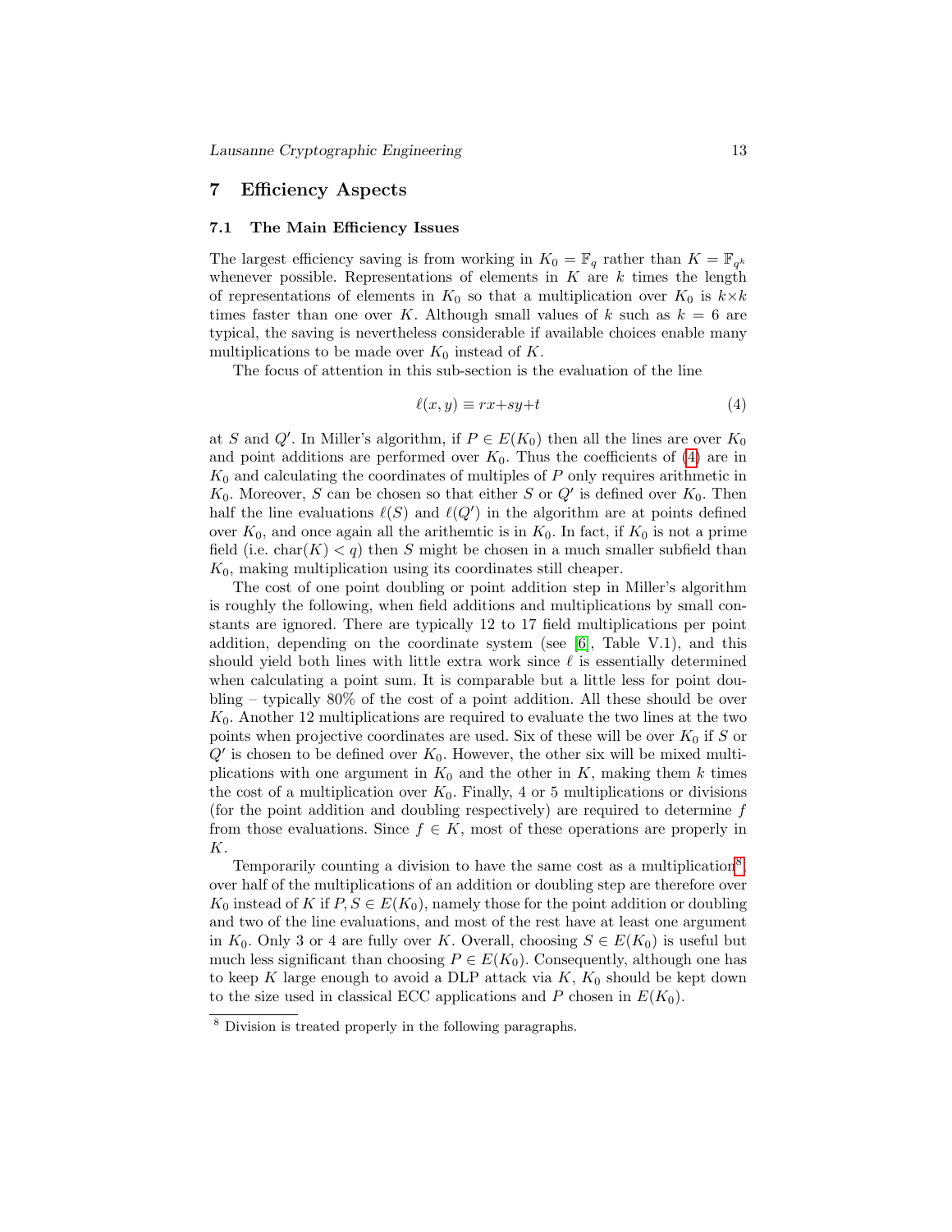## 7 Efficiency Aspects

### 7.1 The Main Efficiency Issues

The largest efficiency saving is from working in $K_0 = \mathbb{F}_q$ rather than $K = \mathbb{F}_{q^k}$ whenever possible. Representations of elements in $K$ are $k$ times the length of representations of elements in $K_0$ so that a multiplication over $K_0$ is $k{\times}k$ times faster than one over $K$. Although small values of $k$ such as $k = 6$ are typical, the saving is nevertheless considerable if available choices enable many multiplications to be made over $K_0$ instead of $K$.

The focus of attention in this sub-section is the evaluation of the line

$$\ell(x, y) \equiv rx+sy+t \tag{4}$$

at $S$ and $Q'$. In Miller's algorithm, if $P \in E(K_0)$ then all the lines are over $K_0$ and point additions are performed over $K_0$. Thus the coefficients of (4) are in $K_0$ and calculating the coordinates of multiples of $P$ only requires arithmetic in $K_0$. Moreover, $S$ can be chosen so that either $S$ or $Q'$ is defined over $K_0$. Then half the line evaluations $\ell(S)$ and $\ell(Q')$ in the algorithm are at points defined over $K_0$, and once again all the arithemtic is in $K_0$. In fact, if $K_0$ is not a prime field (i.e. $\mathrm{char}(K) < q$) then $S$ might be chosen in a much smaller subfield than $K_0$, making multiplication using its coordinates still cheaper.

The cost of one point doubling or point addition step in Miller's algorithm is roughly the following, when field additions and multiplications by small constants are ignored. There are typically 12 to 17 field multiplications per point addition, depending on the coordinate system (see [6], Table V.1), and this should yield both lines with little extra work since $\ell$ is essentially determined when calculating a point sum. It is comparable but a little less for point doubling – typically 80% of the cost of a point addition. All these should be over $K_0$. Another 12 multiplications are required to evaluate the two lines at the two points when projective coordinates are used. Six of these will be over $K_0$ if $S$ or $Q'$ is chosen to be defined over $K_0$. However, the other six will be mixed multiplications with one argument in $K_0$ and the other in $K$, making them $k$ times the cost of a multiplication over $K_0$. Finally, 4 or 5 multiplications or divisions (for the point addition and doubling respectively) are required to determine $f$ from those evaluations. Since $f \in K$, most of these operations are properly in $K$.

Temporarily counting a division to have the same cost as a multiplication[8], over half of the multiplications of an addition or doubling step are therefore over $K_0$ instead of $K$ if $P, S \in E(K_0)$, namely those for the point addition or doubling and two of the line evaluations, and most of the rest have at least one argument in $K_0$. Only 3 or 4 are fully over $K$. Overall, choosing $S \in E(K_0)$ is useful but much less significant than choosing $P \in E(K_0)$. Consequently, although one has to keep $K$ large enough to avoid a DLP attack via $K$, $K_0$ should be kept down to the size used in classical ECC applications and $P$ chosen in $E(K_0)$.

[8] Division is treated properly in the following paragraphs.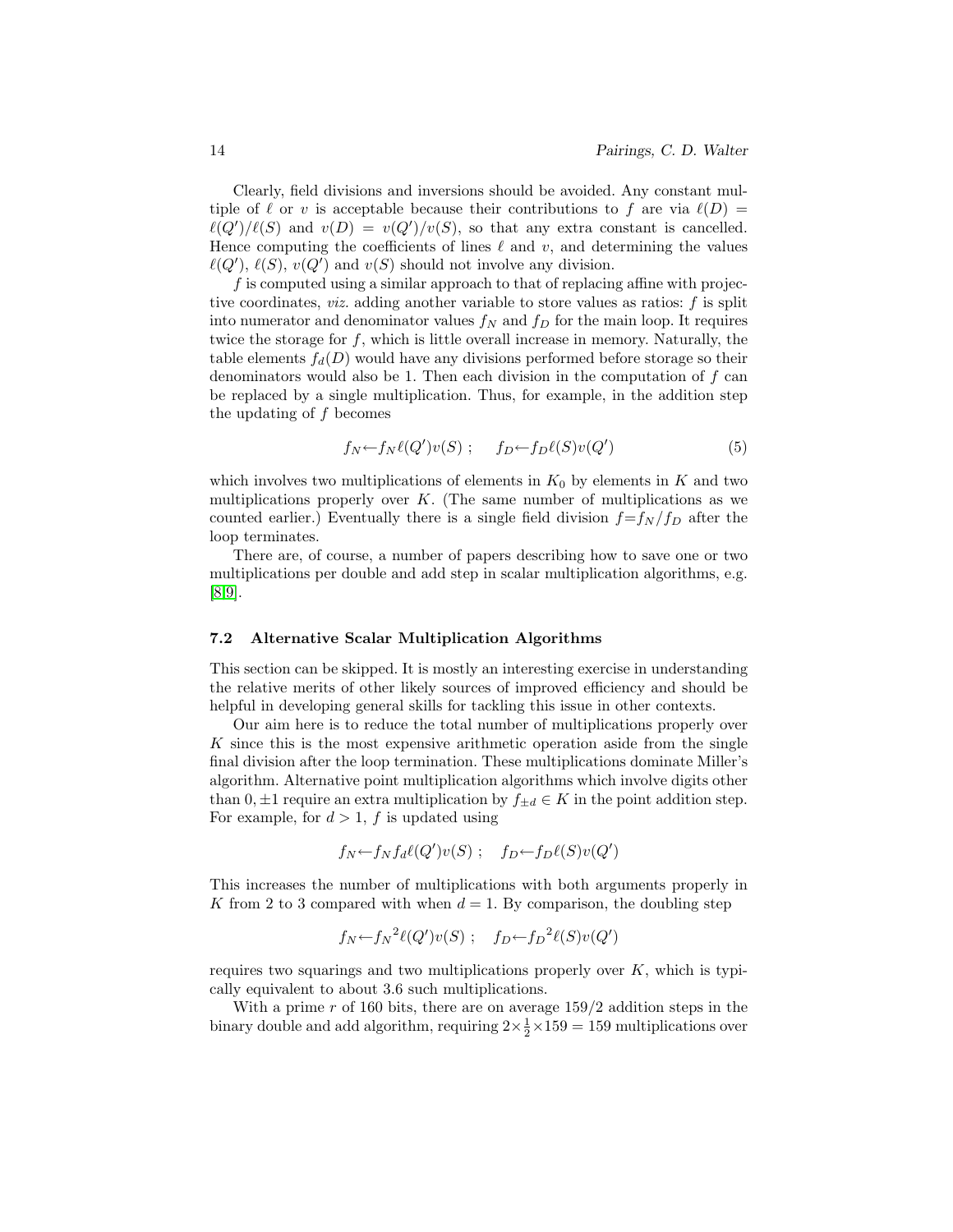Clearly, field divisions and inversions should be avoided. Any constant multiple of $\ell$ or $v$ is acceptable because their contributions to $f$ are via $\ell(D) = \ell(Q')/\ell(S)$ and $v(D) = v(Q')/v(S)$, so that any extra constant is cancelled. Hence computing the coefficients of lines $\ell$ and $v$, and determining the values $\ell(Q')$, $\ell(S)$, $v(Q')$ and $v(S)$ should not involve any division.

$f$ is computed using a similar approach to that of replacing affine with projective coordinates, *viz.* adding another variable to store values as ratios: $f$ is split into numerator and denominator values $f_N$ and $f_D$ for the main loop. It requires twice the storage for $f$, which is little overall increase in memory. Naturally, the table elements $f_d(D)$ would have any divisions performed before storage so their denominators would also be 1. Then each division in the computation of $f$ can be replaced by a single multiplication. Thus, for example, in the addition step the updating of $f$ becomes

$$f_N \leftarrow f_N \ell(Q')v(S) \ ; \quad f_D \leftarrow f_D \ell(S)v(Q') \tag{5}$$

which involves two multiplications of elements in $K_0$ by elements in $K$ and two multiplications properly over $K$. (The same number of multiplications as we counted earlier.) Eventually there is a single field division $f = f_N/f_D$ after the loop terminates.

There are, of course, a number of papers describing how to save one or two multiplications per double and add step in scalar multiplication algorithms, e.g. [8,9].

### 7.2 Alternative Scalar Multiplication Algorithms

This section can be skipped. It is mostly an interesting exercise in understanding the relative merits of other likely sources of improved efficiency and should be helpful in developing general skills for tackling this issue in other contexts.

Our aim here is to reduce the total number of multiplications properly over $K$ since this is the most expensive arithmetic operation aside from the single final division after the loop termination. These multiplications dominate Miller's algorithm. Alternative point multiplication algorithms which involve digits other than $0, \pm 1$ require an extra multiplication by $f_{\pm d} \in K$ in the point addition step. For example, for $d > 1$, $f$ is updated using

$$f_N \leftarrow f_N f_d \ell(Q')v(S) \ ; \quad f_D \leftarrow f_D \ell(S)v(Q')$$

This increases the number of multiplications with both arguments properly in $K$ from 2 to 3 compared with when $d = 1$. By comparison, the doubling step

$$f_N \leftarrow {f_N}^2 \ell(Q')v(S) \ ; \quad f_D \leftarrow {f_D}^2 \ell(S)v(Q')$$

requires two squarings and two multiplications properly over $K$, which is typically equivalent to about 3.6 such multiplications.

With a prime $r$ of 160 bits, there are on average $159/2$ addition steps in the binary double and add algorithm, requiring $2 \times \frac{1}{2} \times 159 = 159$ multiplications over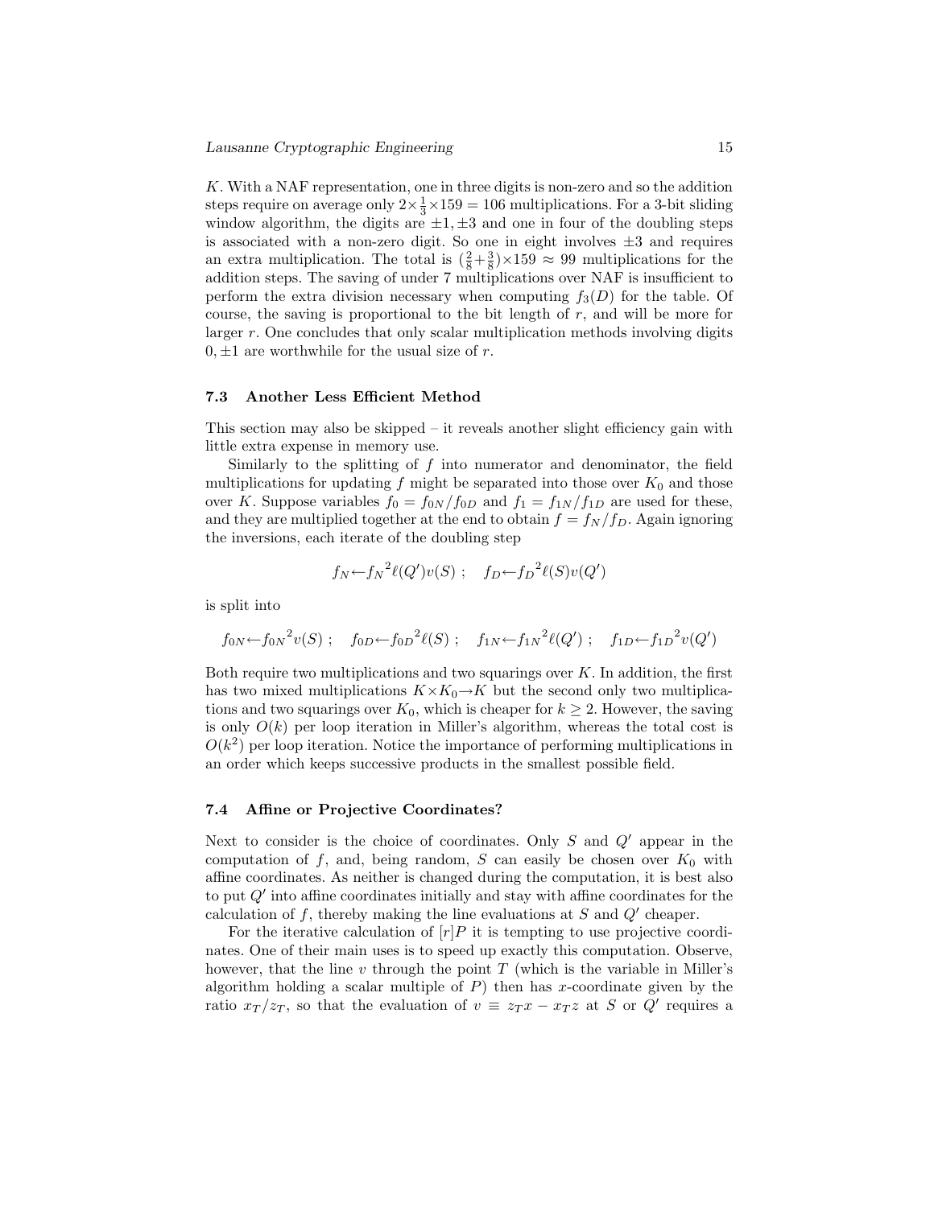$K$. With a NAF representation, one in three digits is non-zero and so the addition steps require on average only $2\times\frac{1}{3}\times 159 = 106$ multiplications. For a 3-bit sliding window algorithm, the digits are $\pm 1, \pm 3$ and one in four of the doubling steps is associated with a non-zero digit. So one in eight involves $\pm 3$ and requires an extra multiplication. The total is $(\frac{2}{8}+\frac{3}{8})\times 159 \approx 99$ multiplications for the addition steps. The saving of under 7 multiplications over NAF is insufficient to perform the extra division necessary when computing $f_3(D)$ for the table. Of course, the saving is proportional to the bit length of $r$, and will be more for larger $r$. One concludes that only scalar multiplication methods involving digits $0, \pm 1$ are worthwhile for the usual size of $r$.

### 7.3 Another Less Efficient Method

This section may also be skipped – it reveals another slight efficiency gain with little extra expense in memory use.

Similarly to the splitting of $f$ into numerator and denominator, the field multiplications for updating $f$ might be separated into those over $K_0$ and those over $K$. Suppose variables $f_0 = f_{0N}/f_{0D}$ and $f_1 = f_{1N}/f_{1D}$ are used for these, and they are multiplied together at the end to obtain $f = f_N/f_D$. Again ignoring the inversions, each iterate of the doubling step

$$f_N \leftarrow {f_N}^2 \ell(Q')v(S) \; ; \quad f_D \leftarrow {f_D}^2 \ell(S)v(Q')$$

is split into

$$f_{0N} \leftarrow {f_{0N}}^2 v(S) \; ; \quad f_{0D} \leftarrow {f_{0D}}^2 \ell(S) \; ; \quad f_{1N} \leftarrow {f_{1N}}^2 \ell(Q') \; ; \quad f_{1D} \leftarrow {f_{1D}}^2 v(Q')$$

Both require two multiplications and two squarings over $K$. In addition, the first has two mixed multiplications $K \times K_0 \rightarrow K$ but the second only two multiplications and two squarings over $K_0$, which is cheaper for $k \geq 2$. However, the saving is only $O(k)$ per loop iteration in Miller's algorithm, whereas the total cost is $O(k^2)$ per loop iteration. Notice the importance of performing multiplications in an order which keeps successive products in the smallest possible field.

### 7.4 Affine or Projective Coordinates?

Next to consider is the choice of coordinates. Only $S$ and $Q'$ appear in the computation of $f$, and, being random, $S$ can easily be chosen over $K_0$ with affine coordinates. As neither is changed during the computation, it is best also to put $Q'$ into affine coordinates initially and stay with affine coordinates for the calculation of $f$, thereby making the line evaluations at $S$ and $Q'$ cheaper.

For the iterative calculation of $[r]P$ it is tempting to use projective coordinates. One of their main uses is to speed up exactly this computation. Observe, however, that the line $v$ through the point $T$ (which is the variable in Miller's algorithm holding a scalar multiple of $P$) then has $x$-coordinate given by the ratio $x_T/z_T$, so that the evaluation of $v \equiv z_T x - x_T z$ at $S$ or $Q'$ requires a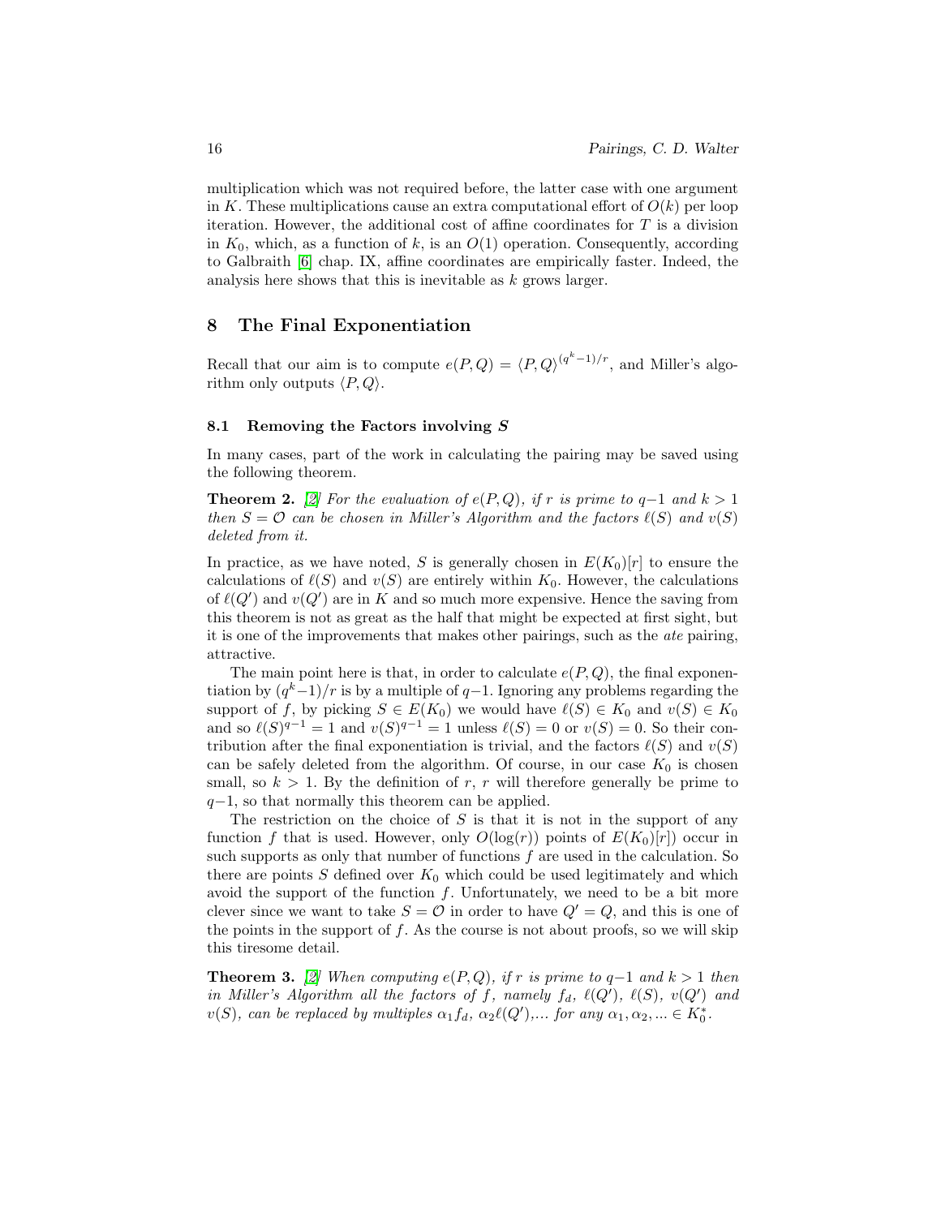multiplication which was not required before, the latter case with one argument in $K$. These multiplications cause an extra computational effort of $O(k)$ per loop iteration. However, the additional cost of affine coordinates for $T$ is a division in $K_0$, which, as a function of $k$, is an $O(1)$ operation. Consequently, according to Galbraith [6] chap. IX, affine coordinates are empirically faster. Indeed, the analysis here shows that this is inevitable as $k$ grows larger.

## 8 The Final Exponentiation

Recall that our aim is to compute $e(P,Q) = \langle P,Q\rangle^{(q^k-1)/r}$, and Miller's algorithm only outputs $\langle P,Q\rangle$.

### 8.1 Removing the Factors involving $S$

In many cases, part of the work in calculating the pairing may be saved using the following theorem.

**Theorem 2.** [2] *For the evaluation of $e(P,Q)$, if $r$ is prime to $q-1$ and $k>1$ then $S=\mathcal{O}$ can be chosen in Miller's Algorithm and the factors $\ell(S)$ and $v(S)$ deleted from it.*

In practice, as we have noted, $S$ is generally chosen in $E(K_0)[r]$ to ensure the calculations of $\ell(S)$ and $v(S)$ are entirely within $K_0$. However, the calculations of $\ell(Q')$ and $v(Q')$ are in $K$ and so much more expensive. Hence the saving from this theorem is not as great as the half that might be expected at first sight, but it is one of the improvements that makes other pairings, such as the *ate* pairing, attractive.

The main point here is that, in order to calculate $e(P,Q)$, the final exponentiation by $(q^k-1)/r$ is by a multiple of $q-1$. Ignoring any problems regarding the support of $f$, by picking $S \in E(K_0)$ we would have $\ell(S) \in K_0$ and $v(S) \in K_0$ and so $\ell(S)^{q-1} = 1$ and $v(S)^{q-1} = 1$ unless $\ell(S) = 0$ or $v(S) = 0$. So their contribution after the final exponentiation is trivial, and the factors $\ell(S)$ and $v(S)$ can be safely deleted from the algorithm. Of course, in our case $K_0$ is chosen small, so $k > 1$. By the definition of $r$, $r$ will therefore generally be prime to $q-1$, so that normally this theorem can be applied.

The restriction on the choice of $S$ is that it is not in the support of any function $f$ that is used. However, only $O(\log(r))$ points of $E(K_0)[r]$) occur in such supports as only that number of functions $f$ are used in the calculation. So there are points $S$ defined over $K_0$ which could be used legitimately and which avoid the support of the function $f$. Unfortunately, we need to be a bit more clever since we want to take $S=\mathcal{O}$ in order to have $Q'=Q$, and this is one of the points in the support of $f$. As the course is not about proofs, so we will skip this tiresome detail.

**Theorem 3.** [2] *When computing $e(P,Q)$, if $r$ is prime to $q-1$ and $k>1$ then in Miller's Algorithm all the factors of $f$, namely $f_d$, $\ell(Q')$, $\ell(S)$, $v(Q')$ and $v(S)$, can be replaced by multiples $\alpha_1 f_d$, $\alpha_2\ell(Q')$,... for any $\alpha_1, \alpha_2, ... \in K_0^*$.*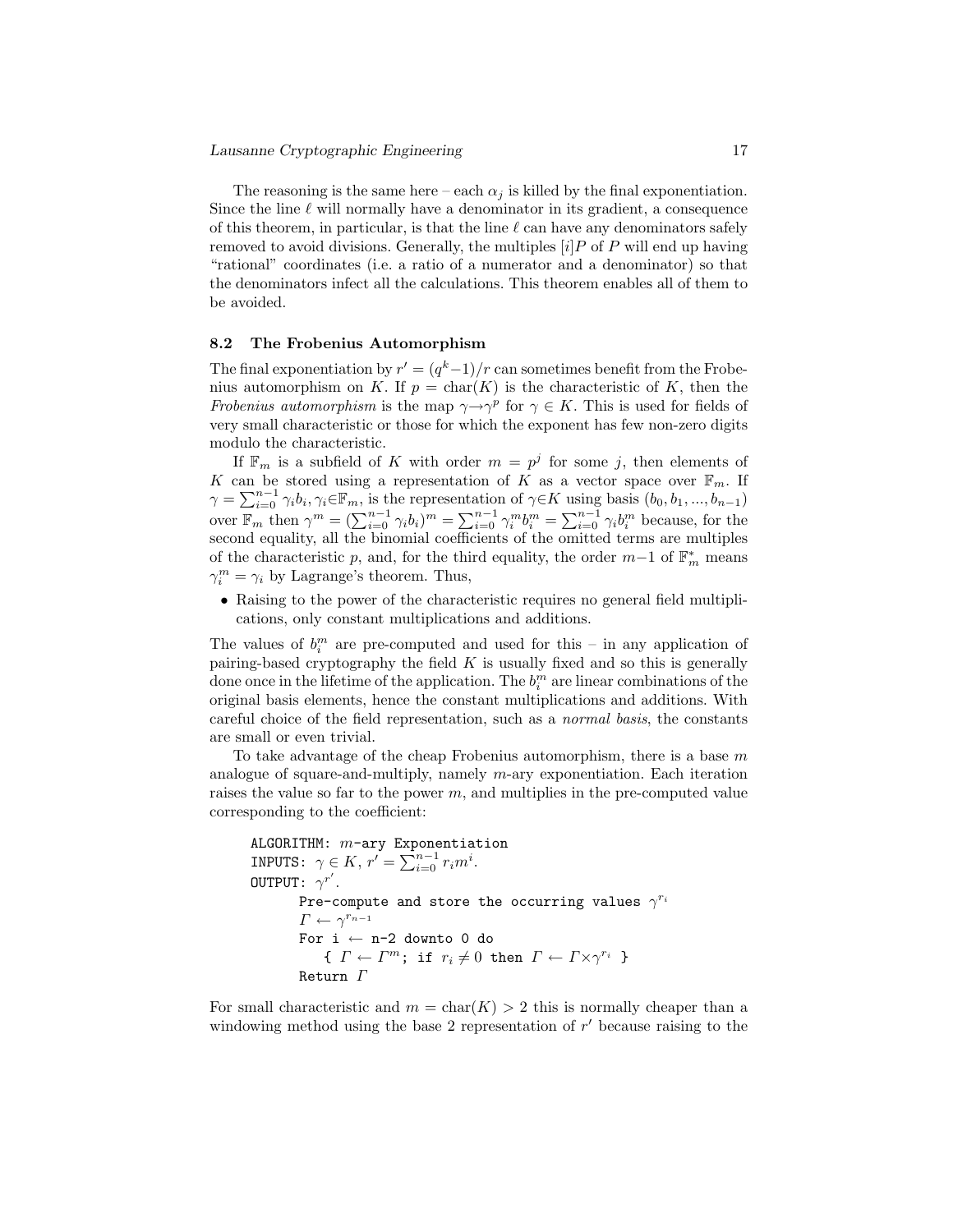The reasoning is the same here – each $\alpha_j$ is killed by the final exponentiation. Since the line $\ell$ will normally have a denominator in its gradient, a consequence of this theorem, in particular, is that the line $\ell$ can have any denominators safely removed to avoid divisions. Generally, the multiples $[i]P$ of $P$ will end up having "rational" coordinates (i.e. a ratio of a numerator and a denominator) so that the denominators infect all the calculations. This theorem enables all of them to be avoided.

### 8.2 The Frobenius Automorphism

The final exponentiation by $r' = (q^k-1)/r$ can sometimes benefit from the Frobenius automorphism on $K$. If $p = \text{char}(K)$ is the characteristic of $K$, then the *Frobenius automorphism* is the map $\gamma \rightarrow \gamma^p$ for $\gamma \in K$. This is used for fields of very small characteristic or those for which the exponent has few non-zero digits modulo the characteristic.

If $\mathbb{F}_m$ is a subfield of $K$ with order $m = p^j$ for some $j$, then elements of $K$ can be stored using a representation of $K$ as a vector space over $\mathbb{F}_m$. If $\gamma = \sum_{i=0}^{n-1} \gamma_i b_i, \gamma_i \in \mathbb{F}_m$, is the representation of $\gamma \in K$ using basis $(b_0, b_1, ..., b_{n-1})$ over $\mathbb{F}_m$ then $\gamma^m = (\sum_{i=0}^{n-1} \gamma_i b_i)^m = \sum_{i=0}^{n-1} \gamma_i^m b_i^m = \sum_{i=0}^{n-1} \gamma_i b_i^m$ because, for the second equality, all the binomial coefficients of the omitted terms are multiples of the characteristic $p$, and, for the third equality, the order $m-1$ of $\mathbb{F}_m^*$ means $\gamma_i^m = \gamma_i$ by Lagrange's theorem. Thus,

- Raising to the power of the characteristic requires no general field multiplications, only constant multiplications and additions.

The values of $b_i^m$ are pre-computed and used for this – in any application of pairing-based cryptography the field $K$ is usually fixed and so this is generally done once in the lifetime of the application. The $b_i^m$ are linear combinations of the original basis elements, hence the constant multiplications and additions. With careful choice of the field representation, such as a *normal basis*, the constants are small or even trivial.

To take advantage of the cheap Frobenius automorphism, there is a base $m$ analogue of square-and-multiply, namely $m$-ary exponentiation. Each iteration raises the value so far to the power $m$, and multiplies in the pre-computed value corresponding to the coefficient:

```
ALGORITHM: m-ary Exponentiation
INPUTS: γ ∈ K, r' = Σ_{i=0}^{n-1} r_i m^i.
OUTPUT: γ^{r'}.
      Pre-compute and store the occurring values γ^{r_i}
      Γ ← γ^{r_{n-1}}
      For i ← n-2 downto 0 do
         { Γ ← Γ^m; if r_i ≠ 0 then Γ ← Γ×γ^{r_i} }
      Return Γ
```

For small characteristic and $m = \text{char}(K) > 2$ this is normally cheaper than a windowing method using the base 2 representation of $r'$ because raising to the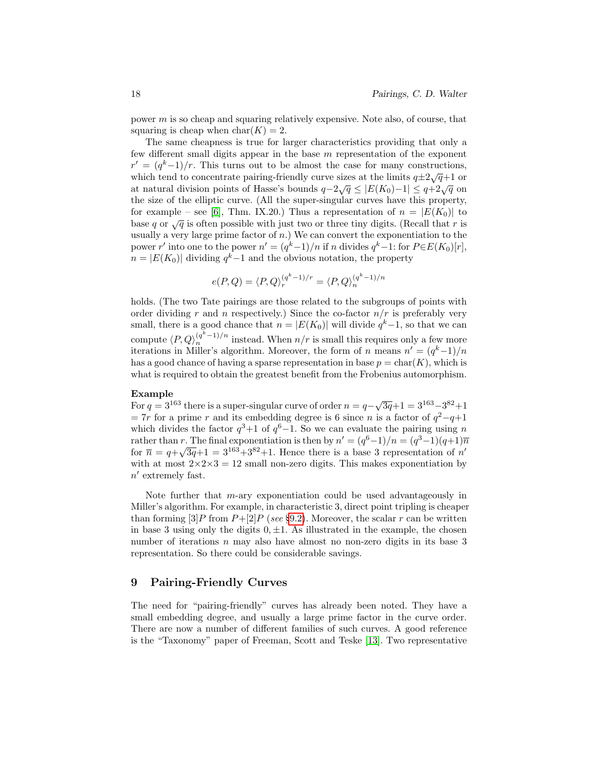power $m$ is so cheap and squaring relatively expensive. Note also, of course, that squaring is cheap when $\mathrm{char}(K) = 2$.

The same cheapness is true for larger characteristics providing that only a few different small digits appear in the base $m$ representation of the exponent $r' = (q^k{-}1)/r$. This turns out to be almost the case for many constructions, which tend to concentrate pairing-friendly curve sizes at the limits $q{\pm}2\sqrt{q}{+}1$ or at natural division points of Hasse's bounds $q{-}2\sqrt{q} \le |E(K_0){-}1| \le q{+}2\sqrt{q}$ on the size of the elliptic curve. (All the super-singular curves have this property, for example – see [6], Thm. IX.20.) Thus a representation of $n = |E(K_0)|$ to base $q$ or $\sqrt{q}$ is often possible with just two or three tiny digits. (Recall that $r$ is usually a very large prime factor of $n$.) We can convert the exponentiation to the power $r'$ into one to the power $n' = (q^k{-}1)/n$ if $n$ divides $q^k{-}1$: for $P{\in}E(K_0)[r]$, $n = |E(K_0)|$ dividing $q^k{-}1$ and the obvious notation, the property

$$e(P,Q) = \langle P,Q\rangle_r^{(q^k-1)/r} = \langle P,Q\rangle_n^{(q^k-1)/n}$$

holds. (The two Tate pairings are those related to the subgroups of points with order dividing $r$ and $n$ respectively.) Since the co-factor $n/r$ is preferably very small, there is a good chance that $n = |E(K_0)|$ will divide $q^k{-}1$, so that we can compute $\langle P,Q\rangle_n^{(q^k-1)/n}$ instead. When $n/r$ is small this requires only a few more iterations in Miller's algorithm. Moreover, the form of $n$ means $n' = (q^k{-}1)/n$ has a good chance of having a sparse representation in base $p = \mathrm{char}(K)$, which is what is required to obtain the greatest benefit from the Frobenius automorphism.

**Example**
For $q = 3^{163}$ there is a super-singular curve of order $n = q{-}\sqrt{3q}{+}1 = 3^{163}{-}3^{82}{+}1 = 7r$ for a prime $r$ and its embedding degree is 6 since $n$ is a factor of $q^2{-}q{+}1$ which divides the factor $q^3{+}1$ of $q^6{-}1$. So we can evaluate the pairing using $n$ rather than $r$. The final exponentiation is then by $n' = (q^6{-}1)/n = (q^3{-}1)(q{+}1)\overline{n}$ for $\overline{n} = q{+}\sqrt{3q}{+}1 = 3^{163}{+}3^{82}{+}1$. Hence there is a base 3 representation of $n'$ with at most $2{\times}2{\times}3 = 12$ small non-zero digits. This makes exponentiation by $n'$ extremely fast.

Note further that $m$-ary exponentiation could be used advantageously in Miller's algorithm. For example, in characteristic 3, direct point tripling is cheaper than forming $[3]P$ from $P{+}[2]P$ (*see* §9.2). Moreover, the scalar $r$ can be written in base 3 using only the digits $0, \pm 1$. As illustrated in the example, the chosen number of iterations $n$ may also have almost no non-zero digits in its base 3 representation. So there could be considerable savings.

## 9 Pairing-Friendly Curves

The need for "pairing-friendly" curves has already been noted. They have a small embedding degree, and usually a large prime factor in the curve order. There are now a number of different families of such curves. A good reference is the "Taxonomy" paper of Freeman, Scott and Teske [13]. Two representative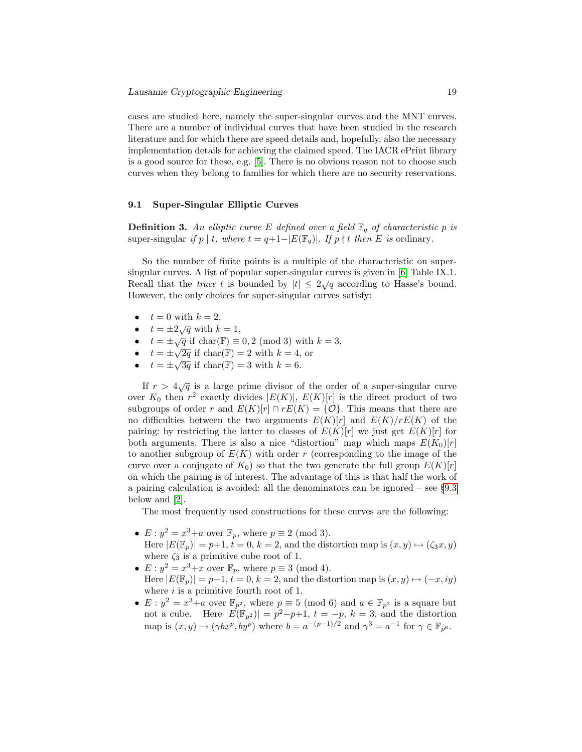cases are studied here, namely the super-singular curves and the MNT curves. There are a number of individual curves that have been studied in the research literature and for which there are speed details and, hopefully, also the necessary implementation details for achieving the claimed speed. The IACR ePrint library is a good source for these, e.g. [5]. There is no obvious reason not to choose such curves when they belong to families for which there are no security reservations.

### 9.1 Super-Singular Elliptic Curves

**Definition 3.** *An elliptic curve $E$ defined over a field $\mathbb{F}_q$ of characteristic $p$ is* super-singular *if $p \mid t$, where $t = q+1-|E(\mathbb{F}_q)|$. If $p \nmid t$ then $E$ is* ordinary.

So the number of finite points is a multiple of the characteristic on super-singular curves. A list of popular super-singular curves is given in [6] Table IX.1. Recall that the *trace* $t$ is bounded by $|t| \leq 2\sqrt{q}$ according to Hasse's bound. However, the only choices for super-singular curves satisfy:

- $t = 0$ with $k = 2$,
- $t = \pm 2\sqrt{q}$ with $k = 1$,
- $t = \pm\sqrt{q}$ if $\mathrm{char}(\mathbb{F}) \equiv 0, 2 \pmod 3$ with $k = 3$,
- $t = \pm\sqrt{2q}$ if $\mathrm{char}(\mathbb{F}) = 2$ with $k = 4$, or
- $t = \pm\sqrt{3q}$ if $\mathrm{char}(\mathbb{F}) = 3$ with $k = 6$.

If $r > 4\sqrt{q}$ is a large prime divisor of the order of a super-singular curve over $K_0$ then $r^2$ exactly divides $|E(K)|$, $E(K)[r]$ is the direct product of two subgroups of order $r$ and $E(K)[r] \cap rE(K) = \{\mathcal{O}\}$. This means that there are no difficulties between the two arguments $E(K)[r]$ and $E(K)/rE(K)$ of the pairing: by restricting the latter to classes of $E(K)[r]$ we just get $E(K)[r]$ for both arguments. There is also a nice "distortion" map which maps $E(K_0)[r]$ to another subgroup of $E(K)$ with order $r$ (corresponding to the image of the curve over a conjugate of $K_0$) so that the two generate the full group $E(K)[r]$ on which the pairing is of interest. The advantage of this is that half the work of a pairing calculation is avoided: all the denominators can be ignored – see §9.3 below and [2].

The most frequently used constructions for these curves are the following:

- $E : y^2 = x^3+a$ over $\mathbb{F}_p$, where $p \equiv 2 \pmod 3$.
  Here $|E(\mathbb{F}_p)| = p+1$, $t = 0$, $k = 2$, and the distortion map is $(x, y) \mapsto (\zeta_3 x, y)$ where $\zeta_3$ is a primitive cube root of 1.
- $E : y^2 = x^3+x$ over $\mathbb{F}_p$, where $p \equiv 3 \pmod 4$.
  Here $|E(\mathbb{F}_p)| = p+1$, $t = 0$, $k = 2$, and the distortion map is $(x, y) \mapsto (-x, iy)$ where $i$ is a primitive fourth root of 1.
- $E : y^2 = x^3+a$ over $\mathbb{F}_{p^2}$, where $p \equiv 5 \pmod 6$ and $a \in \mathbb{F}_{p^2}$ is a square but not a cube. Here $|E(\mathbb{F}_{p^2})| = p^2-p+1$, $t = -p$, $k = 3$, and the distortion map is $(x, y) \mapsto (\gamma b x^p, b y^p)$ where $b = a^{-(p-1)/2}$ and $\gamma^3 = a^{-1}$ for $\gamma \in \mathbb{F}_{p^6}$.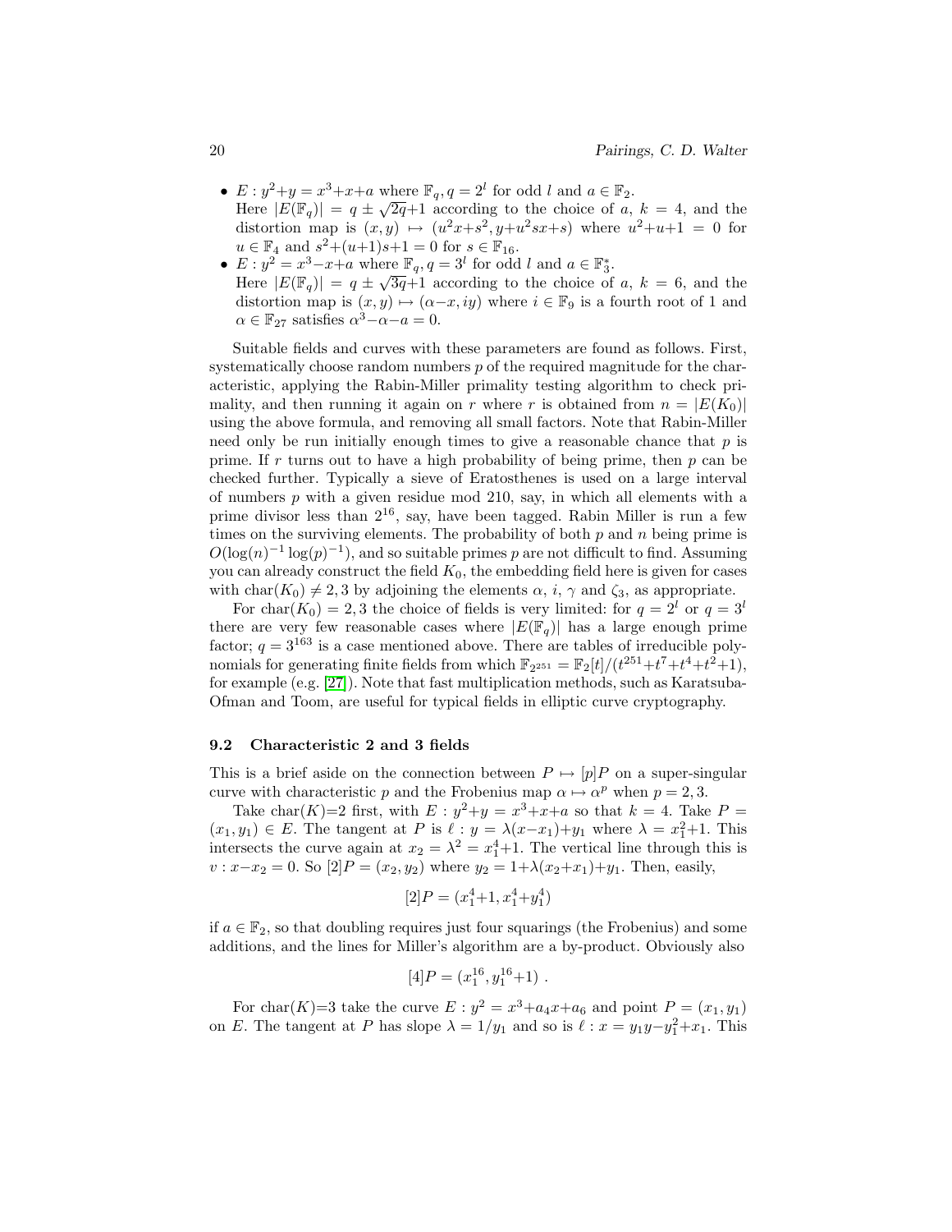- $E : y^2+y = x^3+x+a$ where $\mathbb{F}_q, q = 2^l$ for odd $l$ and $a \in \mathbb{F}_2$.
  Here $|E(\mathbb{F}_q)| = q \pm \sqrt{2q}+1$ according to the choice of $a$, $k = 4$, and the distortion map is $(x, y) \mapsto (u^2x+s^2, y+u^2sx+s)$ where $u^2+u+1 = 0$ for $u \in \mathbb{F}_4$ and $s^2+(u+1)s+1 = 0$ for $s \in \mathbb{F}_{16}$.
- $E : y^2 = x^3-x+a$ where $\mathbb{F}_q, q = 3^l$ for odd $l$ and $a \in \mathbb{F}_3^*$.
  Here $|E(\mathbb{F}_q)| = q \pm \sqrt{3q}+1$ according to the choice of $a$, $k = 6$, and the distortion map is $(x, y) \mapsto (\alpha-x, iy)$ where $i \in \mathbb{F}_9$ is a fourth root of 1 and $\alpha \in \mathbb{F}_{27}$ satisfies $\alpha^3-\alpha-a = 0$.

Suitable fields and curves with these parameters are found as follows. First, systematically choose random numbers $p$ of the required magnitude for the characteristic, applying the Rabin-Miller primality testing algorithm to check primality, and then running it again on $r$ where $r$ is obtained from $n = |E(K_0)|$ using the above formula, and removing all small factors. Note that Rabin-Miller need only be run initially enough times to give a reasonable chance that $p$ is prime. If $r$ turns out to have a high probability of being prime, then $p$ can be checked further. Typically a sieve of Eratosthenes is used on a large interval of numbers $p$ with a given residue mod 210, say, in which all elements with a prime divisor less than $2^{16}$, say, have been tagged. Rabin Miller is run a few times on the surviving elements. The probability of both $p$ and $n$ being prime is $O(\log(n)^{-1}\log(p)^{-1})$, and so suitable primes $p$ are not difficult to find. Assuming you can already construct the field $K_0$, the embedding field here is given for cases with $\mathrm{char}(K_0) \neq 2, 3$ by adjoining the elements $\alpha$, $i$, $\gamma$ and $\zeta_3$, as appropriate.

For $\mathrm{char}(K_0) = 2, 3$ the choice of fields is very limited: for $q = 2^l$ or $q = 3^l$ there are very few reasonable cases where $|E(\mathbb{F}_q)|$ has a large enough prime factor; $q = 3^{163}$ is a case mentioned above. There are tables of irreducible polynomials for generating finite fields from which $\mathbb{F}_{2^{251}} = \mathbb{F}_2[t]/(t^{251}+t^7+t^4+t^2+1)$, for example (e.g. [27]). Note that fast multiplication methods, such as Karatsuba-Ofman and Toom, are useful for typical fields in elliptic curve cryptography.

### 9.2 Characteristic 2 and 3 fields

This is a brief aside on the connection between $P \mapsto [p]P$ on a super-singular curve with characteristic $p$ and the Frobenius map $\alpha \mapsto \alpha^p$ when $p = 2, 3$.

Take $\mathrm{char}(K)$=2 first, with $E : y^2+y = x^3+x+a$ so that $k = 4$. Take $P = (x_1, y_1) \in E$. The tangent at $P$ is $\ell : y = \lambda(x-x_1)+y_1$ where $\lambda = x_1^2+1$. This intersects the curve again at $x_2 = \lambda^2 = x_1^4+1$. The vertical line through this is $v : x-x_2 = 0$. So $[2]P = (x_2, y_2)$ where $y_2 = 1+\lambda(x_2+x_1)+y_1$. Then, easily,

$$[2]P = (x_1^4+1, x_1^4+y_1^4)$$

if $a \in \mathbb{F}_2$, so that doubling requires just four squarings (the Frobenius) and some additions, and the lines for Miller's algorithm are a by-product. Obviously also

$$[4]P = (x_1^{16}, y_1^{16}+1)\ .$$

For $\mathrm{char}(K)$=3 take the curve $E : y^2 = x^3+a_4x+a_6$ and point $P = (x_1, y_1)$ on $E$. The tangent at $P$ has slope $\lambda = 1/y_1$ and so is $\ell : x = y_1y-y_1^2+x_1$. This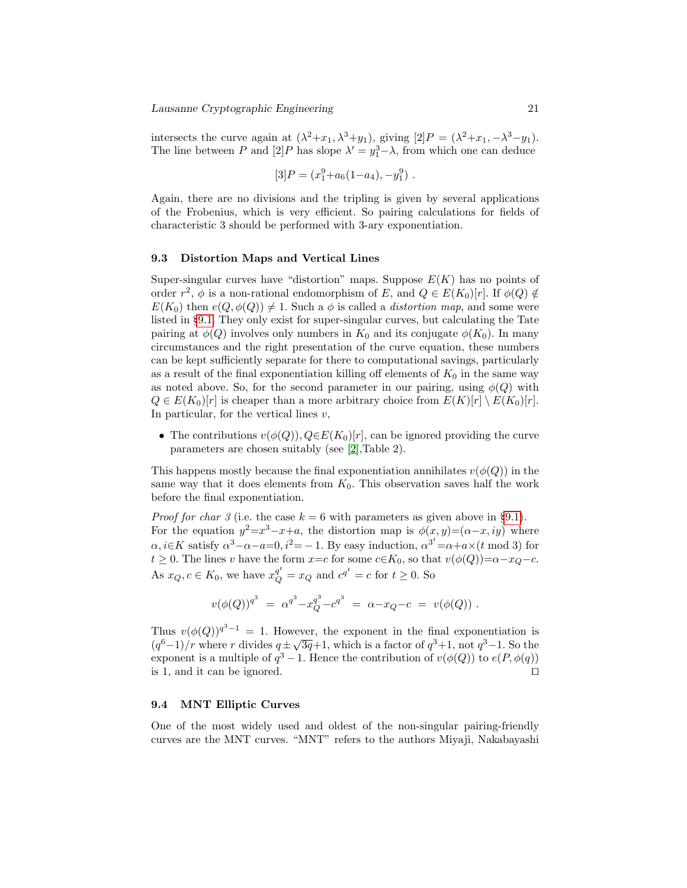intersects the curve again at $(\lambda^2{+}x_1, \lambda^3{+}y_1)$, giving $[2]P = (\lambda^2{+}x_1, -\lambda^3{-}y_1)$. The line between $P$ and $[2]P$ has slope $\lambda' = y_1^3{-}\lambda$, from which one can deduce

$$[3]P = (x_1^9{+}a_6(1{-}a_4), -y_1^9)\ .$$

Again, there are no divisions and the tripling is given by several applications of the Frobenius, which is very efficient. So pairing calculations for fields of characteristic 3 should be performed with 3-ary exponentiation.

### 9.3 Distortion Maps and Vertical Lines

Super-singular curves have "distortion" maps. Suppose $E(K)$ has no points of order $r^2$, $\phi$ is a non-rational endomorphism of $E$, and $Q \in E(K_0)[r]$. If $\phi(Q) \notin E(K_0)$ then $e(Q, \phi(Q)) \neq 1$. Such a $\phi$ is called a *distortion map*, and some were listed in §9.1. They only exist for super-singular curves, but calculating the Tate pairing at $\phi(Q)$ involves only numbers in $K_0$ and its conjugate $\phi(K_0)$. In many circumstances and the right presentation of the curve equation, these numbers can be kept sufficiently separate for there to computational savings, particularly as a result of the final exponentiation killing off elements of $K_0$ in the same way as noted above. So, for the second parameter in our pairing, using $\phi(Q)$ with $Q \in E(K_0)[r]$ is cheaper than a more arbitrary choice from $E(K)[r] \setminus E(K_0)[r]$. In particular, for the vertical lines $v$,

- The contributions $v(\phi(Q)), Q{\in}E(K_0)[r]$, can be ignored providing the curve parameters are chosen suitably (see [2],Table 2).

This happens mostly because the final exponentiation annihilates $v(\phi(Q))$ in the same way that it does elements from $K_0$. This observation saves half the work before the final exponentiation.

*Proof for char 3* (i.e. the case $k = 6$ with parameters as given above in §9.1). For the equation $y^2{=}x^3{-}x{+}a$, the distortion map is $\phi(x, y){=}(\alpha{-}x, iy)$ where $\alpha, i{\in}K$ satisfy $\alpha^3{-}\alpha{-}a{=}0, i^2{=}-1$. By easy induction, $\alpha^{3^t}{=}\alpha{+}a{\times}(t \bmod 3)$ for $t \geq 0$. The lines $v$ have the form $x{=}c$ for some $c{\in}K_0$, so that $v(\phi(Q)){=}\alpha{-}x_Q{-}c$. As $x_Q, c \in K_0$, we have $x_Q^{q^t} = x_Q$ and $c^{q^t} = c$ for $t \geq 0$. So

$$v(\phi(Q))^{q^3} \ = \ \alpha^{q^3}{-}x_Q^{q^3}{-}c^{q^3} \ = \ \alpha{-}x_Q{-}c \ = \ v(\phi(Q))\ .$$

Thus $v(\phi(Q))^{q^3-1} = 1$. However, the exponent in the final exponentiation is $(q^6{-}1)/r$ where $r$ divides $q{\pm}\sqrt{3q}{+}1$, which is a factor of $q^3{+}1$, not $q^3{-}1$. So the exponent is a multiple of $q^3 - 1$. Hence the contribution of $v(\phi(Q))$ to $e(P, \phi(q))$ is 1, and it can be ignored. □

### 9.4 MNT Elliptic Curves

One of the most widely used and oldest of the non-singular pairing-friendly curves are the MNT curves. "MNT" refers to the authors Miyaji, Nakabayashi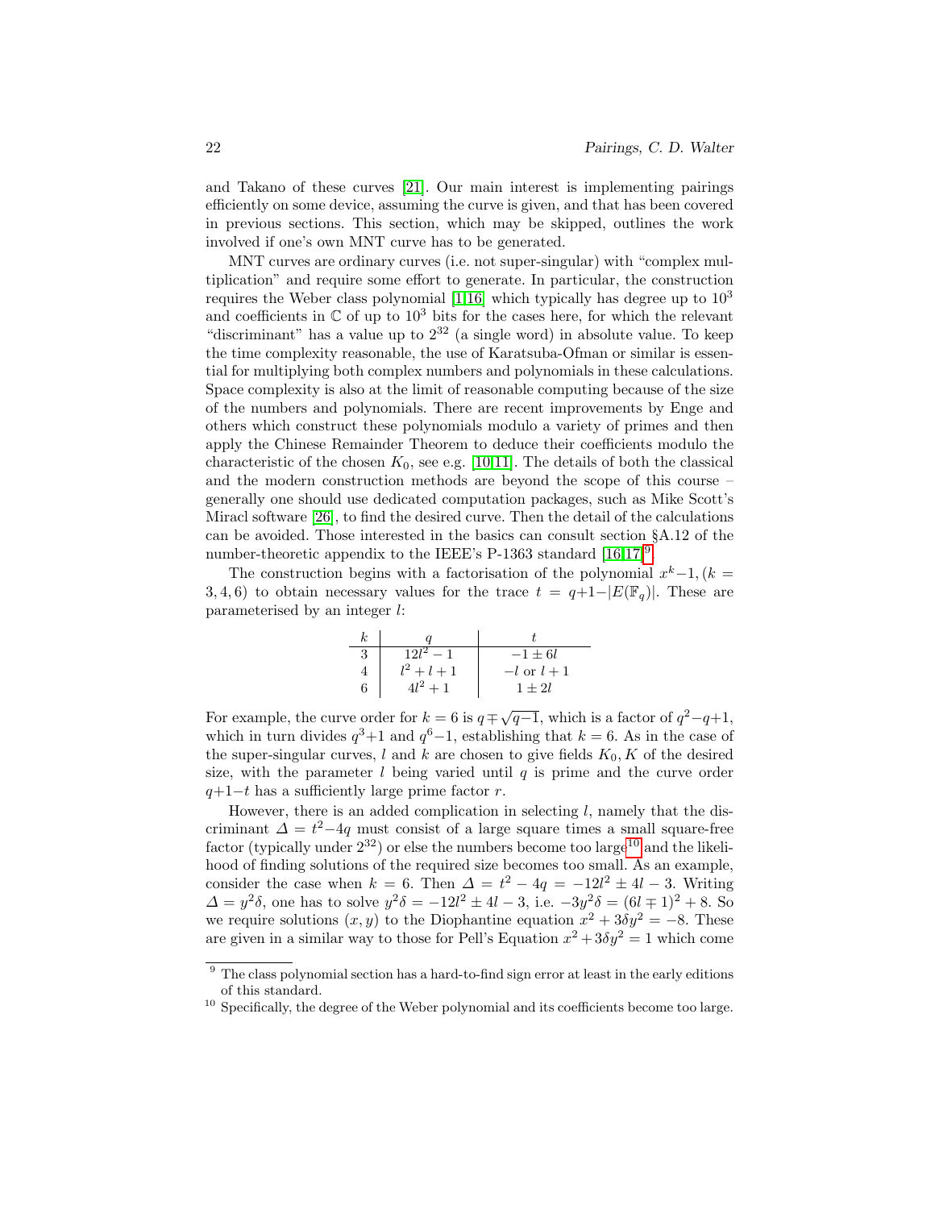and Takano of these curves [21]. Our main interest is implementing pairings efficiently on some device, assuming the curve is given, and that has been covered in previous sections. This section, which may be skipped, outlines the work involved if one's own MNT curve has to be generated.

MNT curves are ordinary curves (i.e. not super-singular) with "complex multiplication" and require some effort to generate. In particular, the construction requires the Weber class polynomial [1,16] which typically has degree up to $10^3$ and coefficients in $\mathbb{C}$ of up to $10^3$ bits for the cases here, for which the relevant "discriminant" has a value up to $2^{32}$ (a single word) in absolute value. To keep the time complexity reasonable, the use of Karatsuba-Ofman or similar is essential for multiplying both complex numbers and polynomials in these calculations. Space complexity is also at the limit of reasonable computing because of the size of the numbers and polynomials. There are recent improvements by Enge and others which construct these polynomials modulo a variety of primes and then apply the Chinese Remainder Theorem to deduce their coefficients modulo the characteristic of the chosen $K_0$, see e.g. [10,11]. The details of both the classical and the modern construction methods are beyond the scope of this course – generally one should use dedicated computation packages, such as Mike Scott's Miracl software [26], to find the desired curve. Then the detail of the calculations can be avoided. Those interested in the basics can consult section §A.12 of the number-theoretic appendix to the IEEE's P-1363 standard [16,17][9].

The construction begins with a factorisation of the polynomial $x^k-1, (k = 3,4,6)$ to obtain necessary values for the trace $t = q+1-|E(\mathbb{F}_q)|$. These are parameterised by an integer $l$:

| $k$ | $q$ | $t$ |
|---|---|---|
| 3 | $12l^2-1$ | $-1\pm 6l$ |
| 4 | $l^2+l+1$ | $-l$ or $l+1$ |
| 6 | $4l^2+1$ | $1\pm 2l$ |

For example, the curve order for $k=6$ is $q\mp\sqrt{q-1}$, which is a factor of $q^2-q+1$, which in turn divides $q^3+1$ and $q^6-1$, establishing that $k=6$. As in the case of the super-singular curves, $l$ and $k$ are chosen to give fields $K_0, K$ of the desired size, with the parameter $l$ being varied until $q$ is prime and the curve order $q+1-t$ has a sufficiently large prime factor $r$.

However, there is an added complication in selecting $l$, namely that the discriminant $\Delta = t^2-4q$ must consist of a large square times a small square-free factor (typically under $2^{32}$) or else the numbers become too large[10] and the likelihood of finding solutions of the required size becomes too small. As an example, consider the case when $k=6$. Then $\Delta = t^2-4q = -12l^2 \pm 4l - 3$. Writing $\Delta = y^2\delta$, one has to solve $y^2\delta = -12l^2 \pm 4l - 3$, i.e. $-3y^2\delta = (6l\mp 1)^2 + 8$. So we require solutions $(x,y)$ to the Diophantine equation $x^2+3\delta y^2 = -8$. These are given in a similar way to those for Pell's Equation $x^2+3\delta y^2 = 1$ which come

[9] The class polynomial section has a hard-to-find sign error at least in the early editions of this standard.

[10] Specifically, the degree of the Weber polynomial and its coefficients become too large.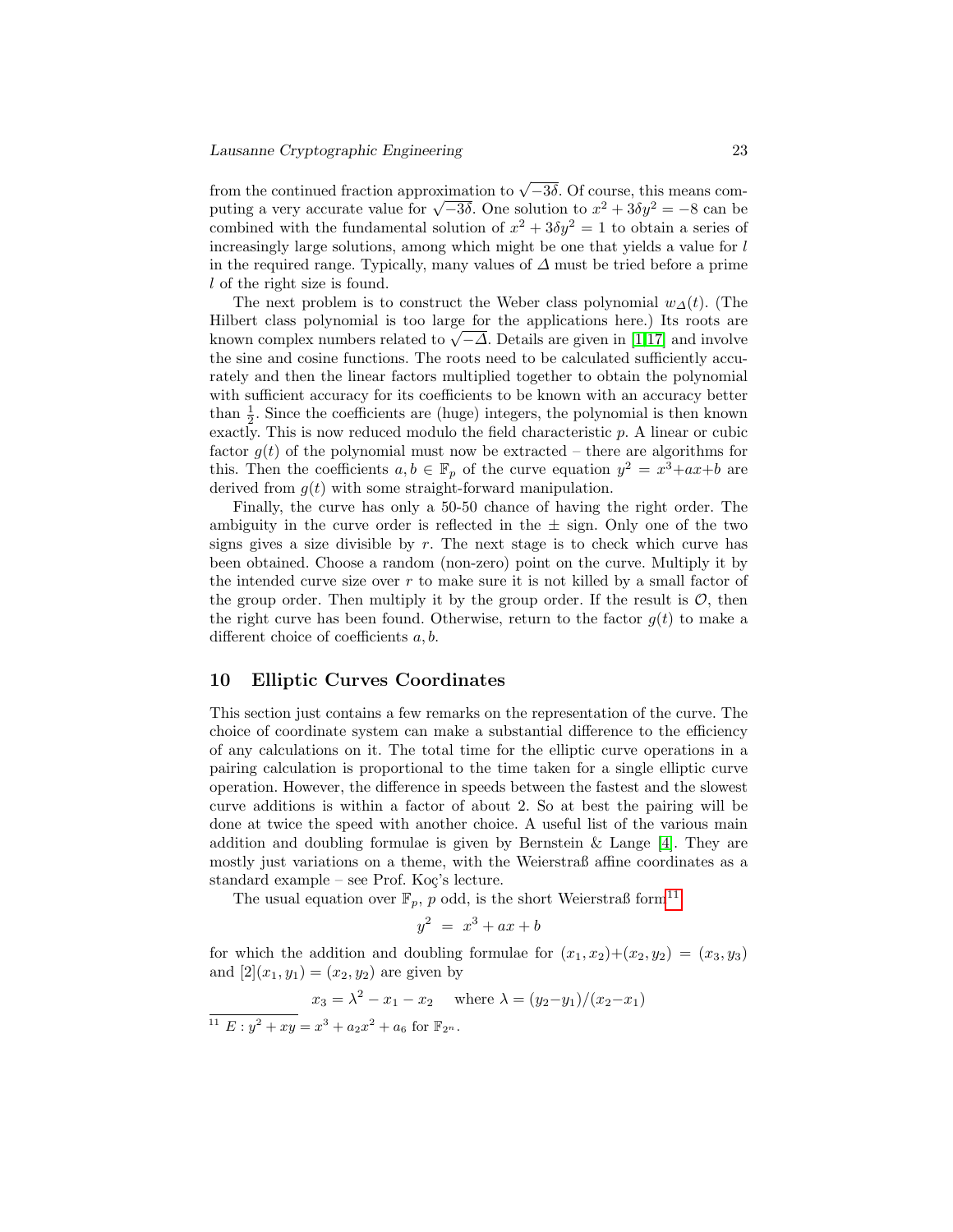from the continued fraction approximation to $\sqrt{-3\delta}$. Of course, this means computing a very accurate value for $\sqrt{-3\delta}$. One solution to $x^2 + 3\delta y^2 = -8$ can be combined with the fundamental solution of $x^2 + 3\delta y^2 = 1$ to obtain a series of increasingly large solutions, among which might be one that yields a value for $l$ in the required range. Typically, many values of $\Delta$ must be tried before a prime $l$ of the right size is found.

The next problem is to construct the Weber class polynomial $w_\Delta(t)$. (The Hilbert class polynomial is too large for the applications here.) Its roots are known complex numbers related to $\sqrt{-\Delta}$. Details are given in [1,17] and involve the sine and cosine functions. The roots need to be calculated sufficiently accurately and then the linear factors multiplied together to obtain the polynomial with sufficient accuracy for its coefficients to be known with an accuracy better than $\frac{1}{2}$. Since the coefficients are (huge) integers, the polynomial is then known exactly. This is now reduced modulo the field characteristic $p$. A linear or cubic factor $g(t)$ of the polynomial must now be extracted – there are algorithms for this. Then the coefficients $a, b \in \mathbb{F}_p$ of the curve equation $y^2 = x^3 + ax + b$ are derived from $g(t)$ with some straight-forward manipulation.

Finally, the curve has only a 50-50 chance of having the right order. The ambiguity in the curve order is reflected in the $\pm$ sign. Only one of the two signs gives a size divisible by $r$. The next stage is to check which curve has been obtained. Choose a random (non-zero) point on the curve. Multiply it by the intended curve size over $r$ to make sure it is not killed by a small factor of the group order. Then multiply it by the group order. If the result is $\mathcal{O}$, then the right curve has been found. Otherwise, return to the factor $g(t)$ to make a different choice of coefficients $a, b$.

## 10 Elliptic Curves Coordinates

This section just contains a few remarks on the representation of the curve. The choice of coordinate system can make a substantial difference to the efficiency of any calculations on it. The total time for the elliptic curve operations in a pairing calculation is proportional to the time taken for a single elliptic curve operation. However, the difference in speeds between the fastest and the slowest curve additions is within a factor of about 2. So at best the pairing will be done at twice the speed with another choice. A useful list of the various main addition and doubling formulae is given by Bernstein & Lange [4]. They are mostly just variations on a theme, with the Weierstraß affine coordinates as a standard example – see Prof. Koç's lecture.

The usual equation over $\mathbb{F}_p$, $p$ odd, is the short Weierstraß form[11]

$$y^2 \;=\; x^3 + ax + b$$

for which the addition and doubling formulae for $(x_1, x_2) + (x_2, y_2) = (x_3, y_3)$ and $[2](x_1, y_1) = (x_2, y_2)$ are given by

$$x_3 = \lambda^2 - x_1 - x_2 \quad \text{where } \lambda = (y_2 - y_1)/(x_2 - x_1)$$

[11] $E : y^2 + xy = x^3 + a_2 x^2 + a_6$ for $\mathbb{F}_{2^n}$.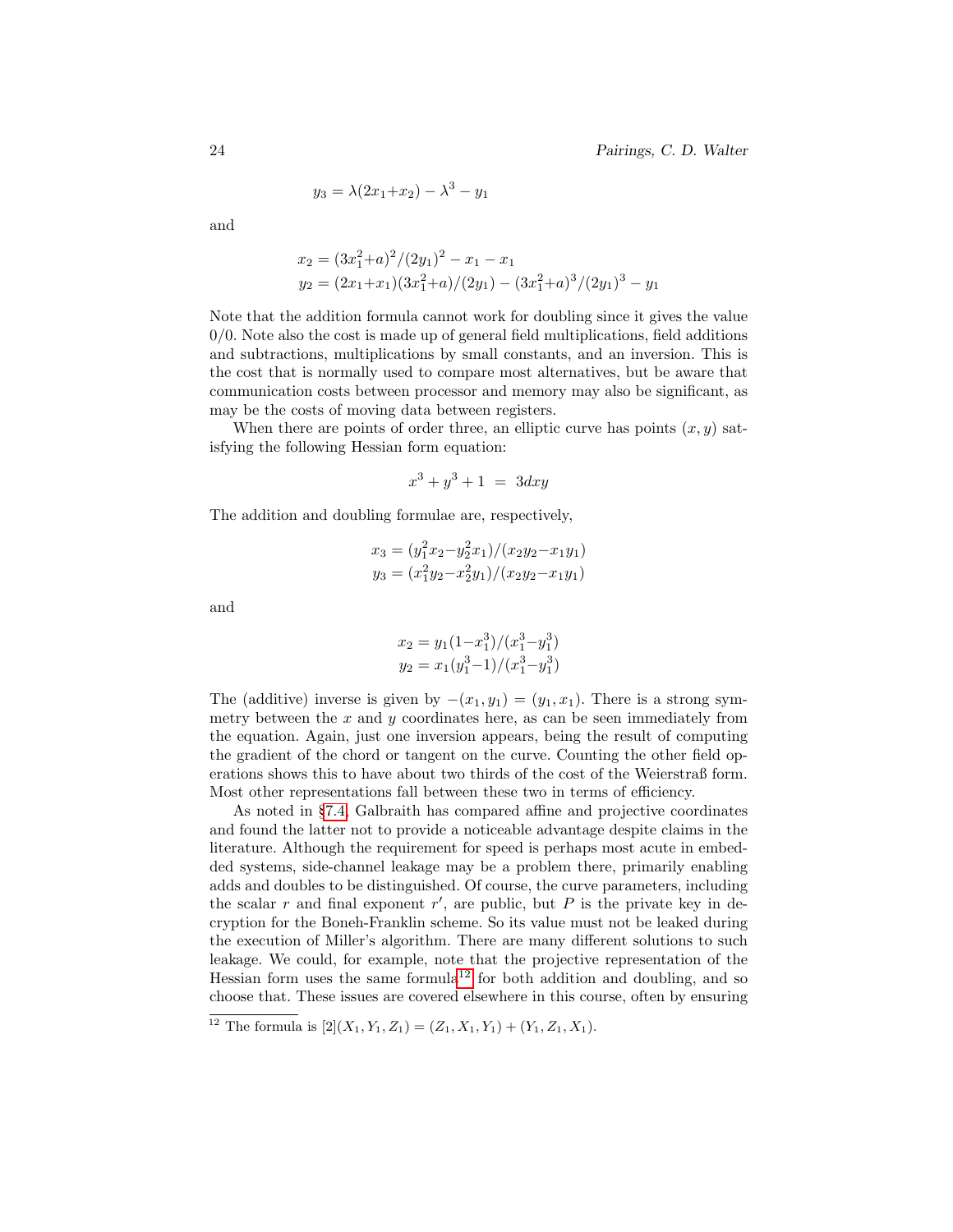$$y_3 = \lambda(2x_1+x_2) - \lambda^3 - y_1$$

and

$$x_2 = (3x_1^2+a)^2/(2y_1)^2 - x_1 - x_1$$
$$y_2 = (2x_1+x_1)(3x_1^2+a)/(2y_1) - (3x_1^2+a)^3/(2y_1)^3 - y_1$$

Note that the addition formula cannot work for doubling since it gives the value 0/0. Note also the cost is made up of general field multiplications, field additions and subtractions, multiplications by small constants, and an inversion. This is the cost that is normally used to compare most alternatives, but be aware that communication costs between processor and memory may also be significant, as may be the costs of moving data between registers.

When there are points of order three, an elliptic curve has points $(x, y)$ satisfying the following Hessian form equation:

$$x^3 + y^3 + 1 \; = \; 3dxy$$

The addition and doubling formulae are, respectively,

$$x_3 = (y_1^2x_2 - y_2^2x_1)/(x_2y_2 - x_1y_1)$$
$$y_3 = (x_1^2y_2 - x_2^2y_1)/(x_2y_2 - x_1y_1)$$

and

$$x_2 = y_1(1-x_1^3)/(x_1^3-y_1^3)$$
$$y_2 = x_1(y_1^3-1)/(x_1^3-y_1^3)$$

The (additive) inverse is given by $-(x_1, y_1) = (y_1, x_1)$. There is a strong symmetry between the $x$ and $y$ coordinates here, as can be seen immediately from the equation. Again, just one inversion appears, being the result of computing the gradient of the chord or tangent on the curve. Counting the other field operations shows this to have about two thirds of the cost of the Weierstraß form. Most other representations fall between these two in terms of efficiency.

As noted in §7.4, Galbraith has compared affine and projective coordinates and found the latter not to provide a noticeable advantage despite claims in the literature. Although the requirement for speed is perhaps most acute in embedded systems, side-channel leakage may be a problem there, primarily enabling adds and doubles to be distinguished. Of course, the curve parameters, including the scalar $r$ and final exponent $r'$, are public, but $P$ is the private key in decryption for the Boneh-Franklin scheme. So its value must not be leaked during the execution of Miller's algorithm. There are many different solutions to such leakage. We could, for example, note that the projective representation of the Hessian form uses the same formula[12] for both addition and doubling, and so choose that. These issues are covered elsewhere in this course, often by ensuring

[12] The formula is $[2](X_1, Y_1, Z_1) = (Z_1, X_1, Y_1) + (Y_1, Z_1, X_1)$.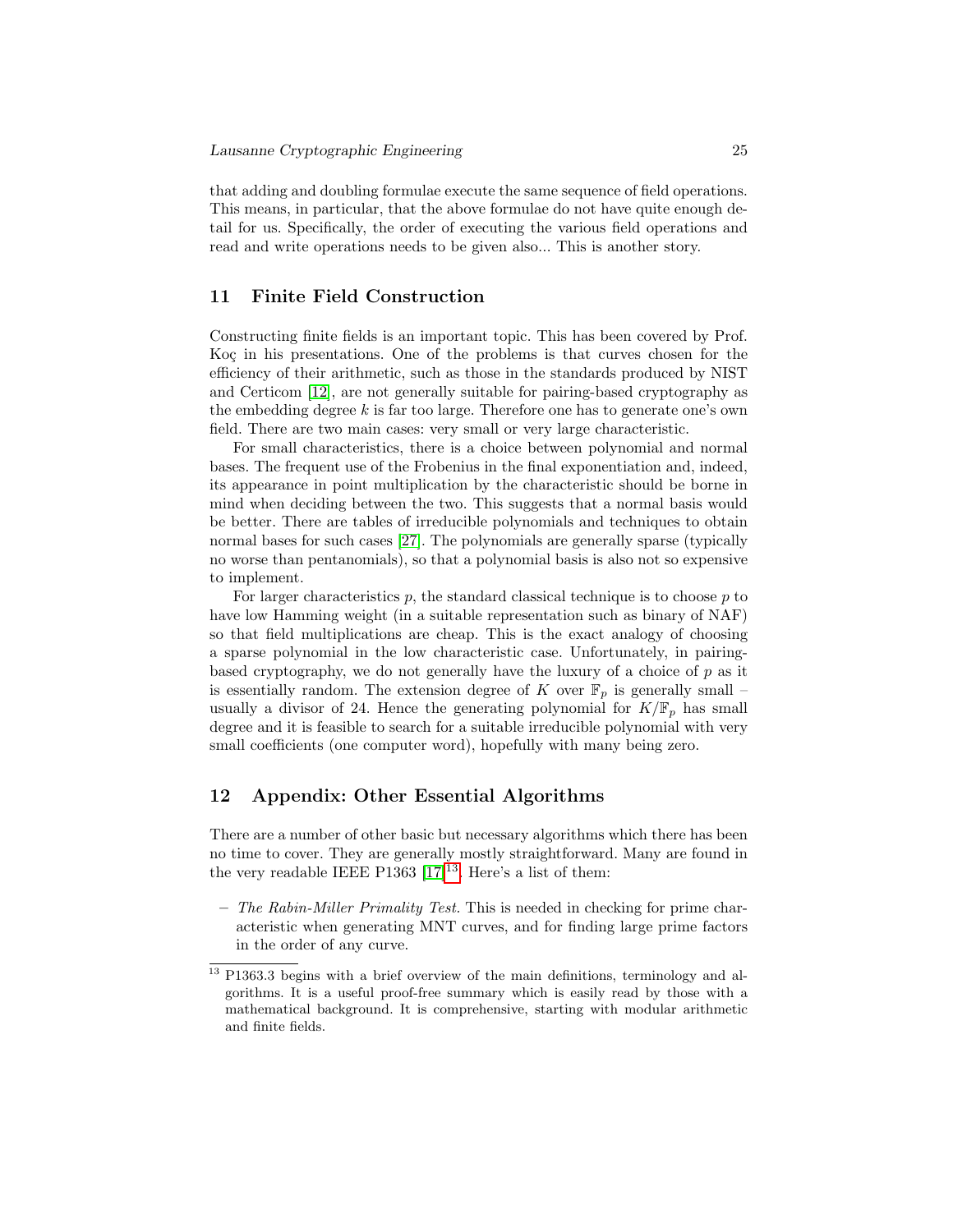that adding and doubling formulae execute the same sequence of field operations. This means, in particular, that the above formulae do not have quite enough detail for us. Specifically, the order of executing the various field operations and read and write operations needs to be given also... This is another story.

## 11 Finite Field Construction

Constructing finite fields is an important topic. This has been covered by Prof. Koç in his presentations. One of the problems is that curves chosen for the efficiency of their arithmetic, such as those in the standards produced by NIST and Certicom [12], are not generally suitable for pairing-based cryptography as the embedding degree $k$ is far too large. Therefore one has to generate one's own field. There are two main cases: very small or very large characteristic.

For small characteristics, there is a choice between polynomial and normal bases. The frequent use of the Frobenius in the final exponentiation and, indeed, its appearance in point multiplication by the characteristic should be borne in mind when deciding between the two. This suggests that a normal basis would be better. There are tables of irreducible polynomials and techniques to obtain normal bases for such cases [27]. The polynomials are generally sparse (typically no worse than pentanomials), so that a polynomial basis is also not so expensive to implement.

For larger characteristics $p$, the standard classical technique is to choose $p$ to have low Hamming weight (in a suitable representation such as binary of NAF) so that field multiplications are cheap. This is the exact analogy of choosing a sparse polynomial in the low characteristic case. Unfortunately, in pairing-based cryptography, we do not generally have the luxury of a choice of $p$ as it is essentially random. The extension degree of $K$ over $\mathbb{F}_p$ is generally small – usually a divisor of 24. Hence the generating polynomial for $K/\mathbb{F}_p$ has small degree and it is feasible to search for a suitable irreducible polynomial with very small coefficients (one computer word), hopefully with many being zero.

## 12 Appendix: Other Essential Algorithms

There are a number of other basic but necessary algorithms which there has been no time to cover. They are generally mostly straightforward. Many are found in the very readable IEEE P1363 [17][13]. Here's a list of them:

- *The Rabin-Miller Primality Test.* This is needed in checking for prime characteristic when generating MNT curves, and for finding large prime factors in the order of any curve.

[13] P1363.3 begins with a brief overview of the main definitions, terminology and algorithms. It is a useful proof-free summary which is easily read by those with a mathematical background. It is comprehensive, starting with modular arithmetic and finite fields.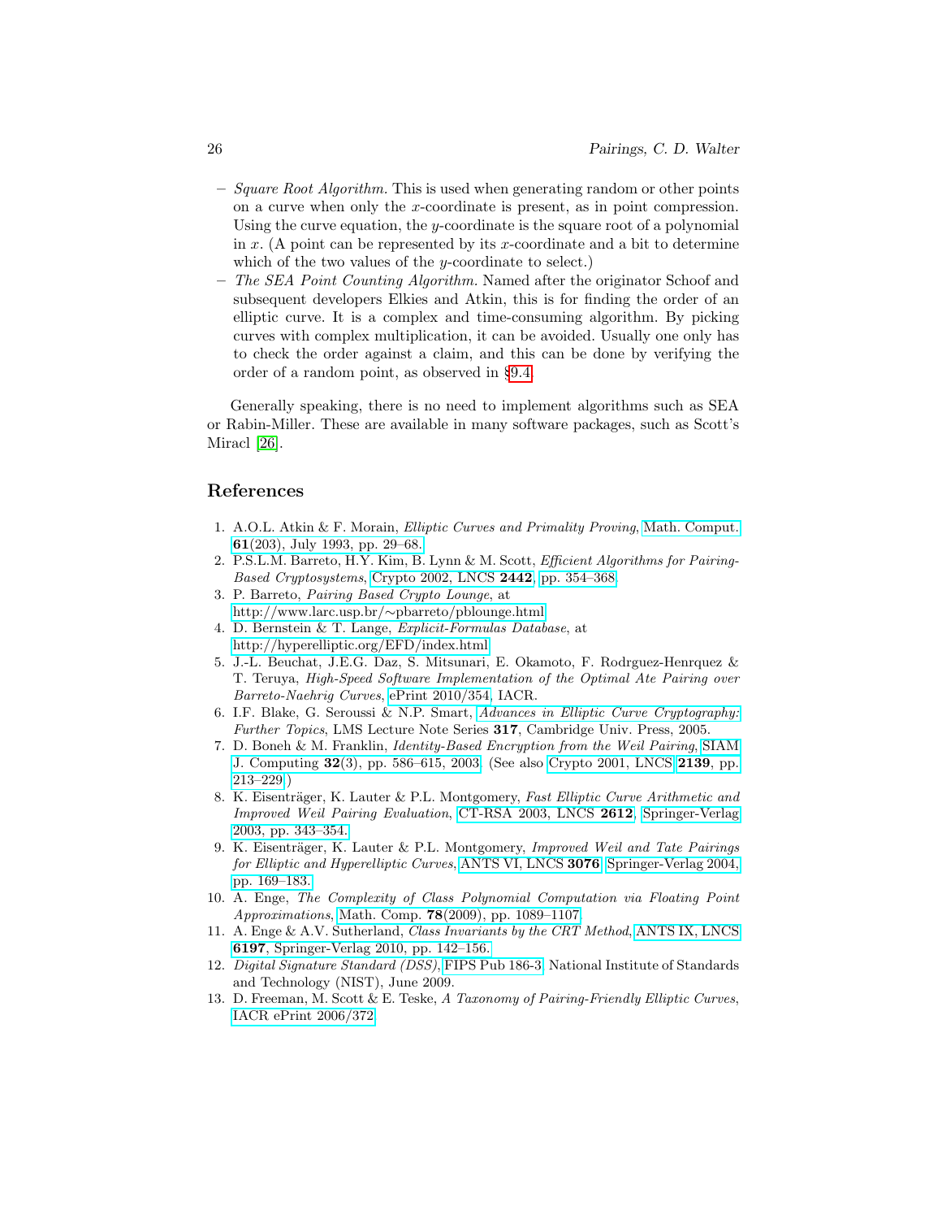- *Square Root Algorithm.* This is used when generating random or other points on a curve when only the $x$-coordinate is present, as in point compression. Using the curve equation, the $y$-coordinate is the square root of a polynomial in $x$. (A point can be represented by its $x$-coordinate and a bit to determine which of the two values of the $y$-coordinate to select.)
- *The SEA Point Counting Algorithm.* Named after the originator Schoof and subsequent developers Elkies and Atkin, this is for finding the order of an elliptic curve. It is a complex and time-consuming algorithm. By picking curves with complex multiplication, it can be avoided. Usually one only has to check the order against a claim, and this can be done by verifying the order of a random point, as observed in §9.4.

Generally speaking, there is no need to implement algorithms such as SEA or Rabin-Miller. These are available in many software packages, such as Scott's Miracl [26].

## References

1. A.O.L. Atkin & F. Morain, *Elliptic Curves and Primality Proving*, Math. Comput. **61**(203), July 1993, pp. 29–68.
2. P.S.L.M. Barreto, H.Y. Kim, B. Lynn & M. Scott, *Efficient Algorithms for Pairing-Based Cryptosystems*, Crypto 2002, LNCS **2442**, pp. 354–368.
3. P. Barreto, *Pairing Based Crypto Lounge*, at http://www.larc.usp.br/~pbarreto/pblounge.html
4. D. Bernstein & T. Lange, *Explicit-Formulas Database*, at http://hyperelliptic.org/EFD/index.html
5. J.-L. Beuchat, J.E.G. Daz, S. Mitsunari, E. Okamoto, F. Rodrguez-Henrquez & T. Teruya, *High-Speed Software Implementation of the Optimal Ate Pairing over Barreto-Naehrig Curves*, ePrint 2010/354, IACR.
6. I.F. Blake, G. Seroussi & N.P. Smart, *Advances in Elliptic Curve Cryptography: Further Topics*, LMS Lecture Note Series **317**, Cambridge Univ. Press, 2005.
7. D. Boneh & M. Franklin, *Identity-Based Encryption from the Weil Pairing*, SIAM J. Computing **32**(3), pp. 586–615, 2003. (See also Crypto 2001, LNCS **2139**, pp. 213–229.)
8. K. Eisenträger, K. Lauter & P.L. Montgomery, *Fast Elliptic Curve Arithmetic and Improved Weil Pairing Evaluation*, CT-RSA 2003, LNCS **2612**, Springer-Verlag 2003, pp. 343–354.
9. K. Eisenträger, K. Lauter & P.L. Montgomery, *Improved Weil and Tate Pairings for Elliptic and Hyperelliptic Curves*, ANTS VI, LNCS **3076**, Springer-Verlag 2004, pp. 169–183.
10. A. Enge, *The Complexity of Class Polynomial Computation via Floating Point Approximations*, Math. Comp. **78**(2009), pp. 1089–1107.
11. A. Enge & A.V. Sutherland, *Class Invariants by the CRT Method*, ANTS IX, LNCS **6197**, Springer-Verlag 2010, pp. 142–156.
12. *Digital Signature Standard (DSS)*, FIPS Pub 186-3, National Institute of Standards and Technology (NIST), June 2009.
13. D. Freeman, M. Scott & E. Teske, *A Taxonomy of Pairing-Friendly Elliptic Curves*, IACR ePrint 2006/372.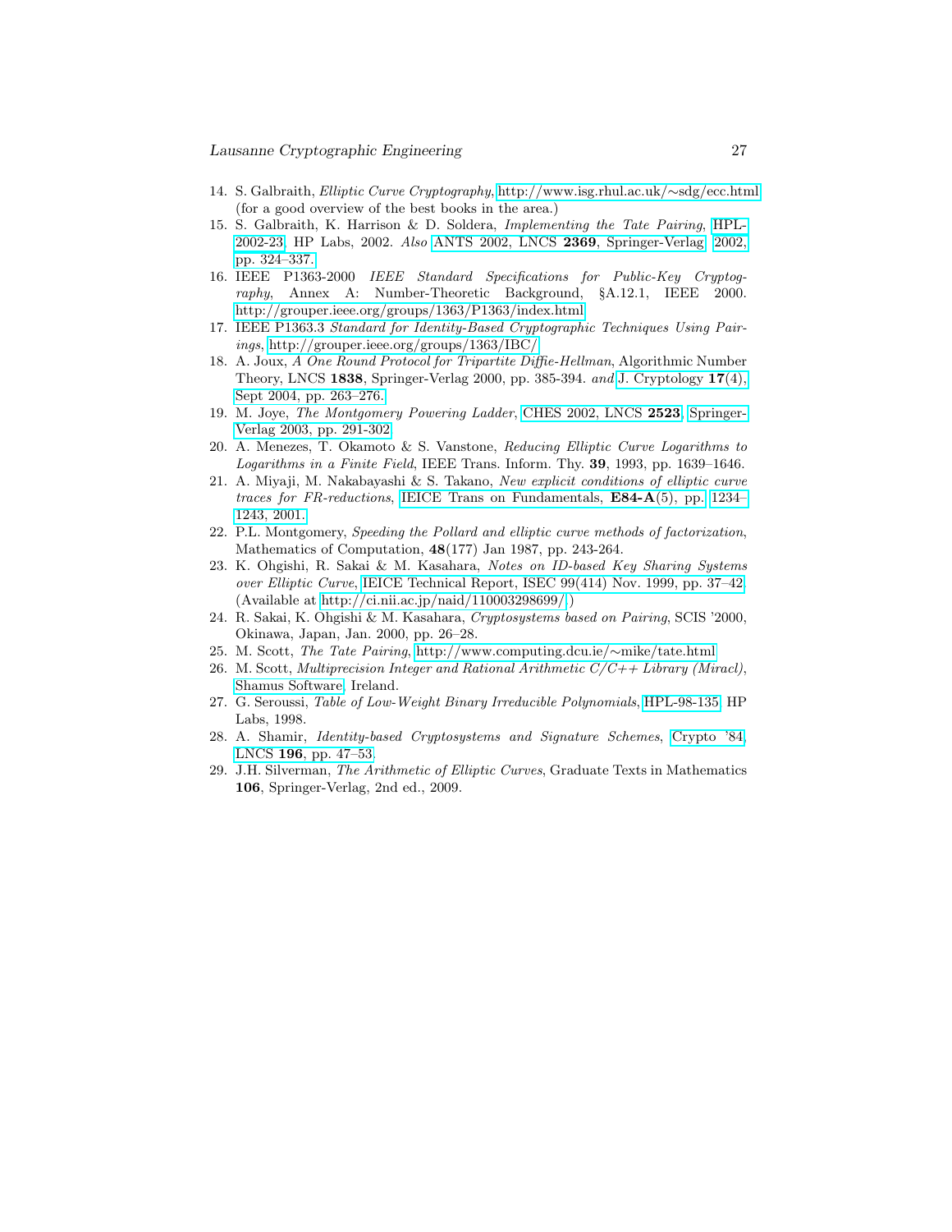14. S. Galbraith, *Elliptic Curve Cryptography*, http://www.isg.rhul.ac.uk/∼sdg/ecc.html (for a good overview of the best books in the area.)
15. S. Galbraith, K. Harrison & D. Soldera, *Implementing the Tate Pairing*, HPL-2002-23, HP Labs, 2002. *Also* ANTS 2002, LNCS **2369**, Springer-Verlag, 2002, pp. 324–337.
16. IEEE P1363-2000 *IEEE Standard Specifications for Public-Key Cryptography*, Annex A: Number-Theoretic Background, §A.12.1, IEEE 2000. http://grouper.ieee.org/groups/1363/P1363/index.html
17. IEEE P1363.3 *Standard for Identity-Based Cryptographic Techniques Using Pairings*, http://grouper.ieee.org/groups/1363/IBC/
18. A. Joux, *A One Round Protocol for Tripartite Diffie-Hellman*, Algorithmic Number Theory, LNCS **1838**, Springer-Verlag 2000, pp. 385-394. *and* J. Cryptology **17**(4), Sept 2004, pp. 263–276.
19. M. Joye, *The Montgomery Powering Ladder*, CHES 2002, LNCS **2523**, Springer-Verlag 2003, pp. 291-302.
20. A. Menezes, T. Okamoto & S. Vanstone, *Reducing Elliptic Curve Logarithms to Logarithms in a Finite Field*, IEEE Trans. Inform. Thy. **39**, 1993, pp. 1639–1646.
21. A. Miyaji, M. Nakabayashi & S. Takano, *New explicit conditions of elliptic curve traces for FR-reductions*, IEICE Trans on Fundamentals, **E84-A**(5), pp. 1234–1243, 2001.
22. P.L. Montgomery, *Speeding the Pollard and elliptic curve methods of factorization*, Mathematics of Computation, **48**(177) Jan 1987, pp. 243-264.
23. K. Ohgishi, R. Sakai & M. Kasahara, *Notes on ID-based Key Sharing Systems over Elliptic Curve*, IEICE Technical Report, ISEC 99(414) Nov. 1999, pp. 37–42. (Available at http://ci.nii.ac.jp/naid/110003298699/ .)
24. R. Sakai, K. Ohgishi & M. Kasahara, *Cryptosystems based on Pairing*, SCIS '2000, Okinawa, Japan, Jan. 2000, pp. 26–28.
25. M. Scott, *The Tate Pairing*, http://www.computing.dcu.ie/∼mike/tate.html
26. M. Scott, *Multiprecision Integer and Rational Arithmetic C/C++ Library (Miracl)*, Shamus Software, Ireland.
27. G. Seroussi, *Table of Low-Weight Binary Irreducible Polynomials*, HPL-98-135, HP Labs, 1998.
28. A. Shamir, *Identity-based Cryptosystems and Signature Schemes*, Crypto '84, LNCS **196**, pp. 47–53.
29. J.H. Silverman, *The Arithmetic of Elliptic Curves*, Graduate Texts in Mathematics **106**, Springer-Verlag, 2nd ed., 2009.